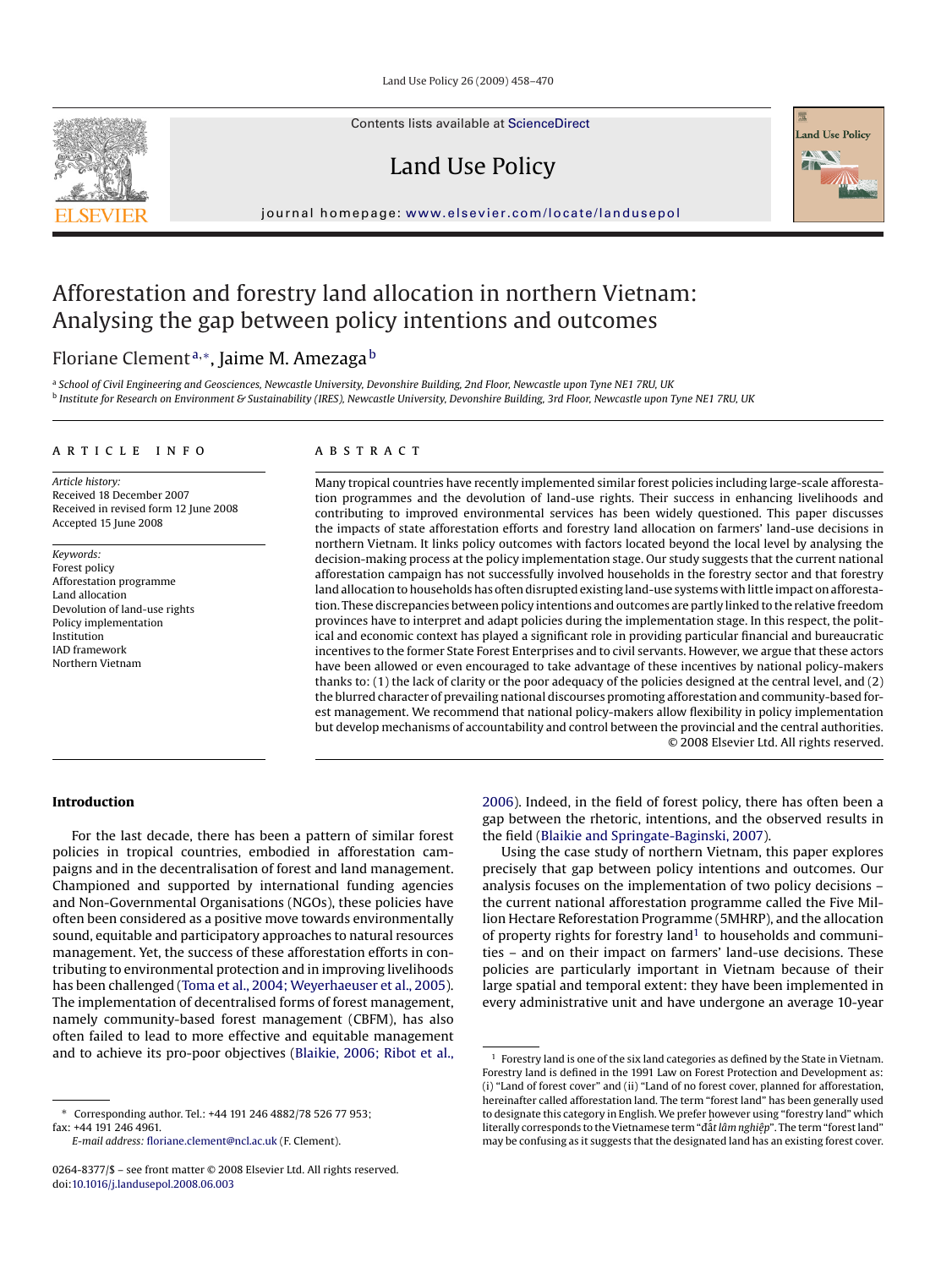# Afforestation and forestry land allocation in northern Vietnam: Analysing the gap between policy intentions and outcomes

Floriane Clement[a,*], Jaime M. Amezaga[b]

[a] School of Civil Engineering and Geosciences, Newcastle University, Devonshire Building, 2nd Floor, Newcastle upon Tyne NE1 7RU, UK
[b] Institute for Research on Environment & Sustainability (IRES), Newcastle University, Devonshire Building, 3rd Floor, Newcastle upon Tyne NE1 7RU, UK

**ARTICLE INFO**

*Article history:*
Received 18 December 2007
Received in revised form 12 June 2008
Accepted 15 June 2008

*Keywords:*
Forest policy
Afforestation programme
Land allocation
Devolution of land-use rights
Policy implementation
Institution
IAD framework
Northern Vietnam

**ABSTRACT**

Many tropical countries have recently implemented similar forest policies including large-scale afforestation programmes and the devolution of land-use rights. Their success in enhancing livelihoods and contributing to improved environmental services has been widely questioned. This paper discusses the impacts of state afforestation efforts and forestry land allocation on farmers' land-use decisions in northern Vietnam. It links policy outcomes with factors located beyond the local level by analysing the decision-making process at the policy implementation stage. Our study suggests that the current national afforestation campaign has not successfully involved households in the forestry sector and that forestry land allocation to households has often disrupted existing land-use systems with little impact on afforestation. These discrepancies between policy intentions and outcomes are partly linked to the relative freedom provinces have to interpret and adapt policies during the implementation stage. In this respect, the political and economic context has played a significant role in providing particular financial and bureaucratic incentives to the former State Forest Enterprises and to civil servants. However, we argue that these actors have been allowed or even encouraged to take advantage of these incentives by national policy-makers thanks to: (1) the lack of clarity or the poor adequacy of the policies designed at the central level, and (2) the blurred character of prevailing national discourses promoting afforestation and community-based forest management. We recommend that national policy-makers allow flexibility in policy implementation but develop mechanisms of accountability and control between the provincial and the central authorities.

© 2008 Elsevier Ltd. All rights reserved.

## Introduction

For the last decade, there has been a pattern of similar forest policies in tropical countries, embodied in afforestation campaigns and in the decentralisation of forest and land management. Championed and supported by international funding agencies and Non-Governmental Organisations (NGOs), these policies have often been considered as a positive move towards environmentally sound, equitable and participatory approaches to natural resources management. Yet, the success of these afforestation efforts in contributing to environmental protection and in improving livelihoods has been challenged (Toma et al., 2004; Weyerhaeuser et al., 2005). The implementation of decentralised forms of forest management, namely community-based forest management (CBFM), has also often failed to lead to more effective and equitable management and to achieve its pro-poor objectives (Blaikie, 2006; Ribot et al., 2006). Indeed, in the field of forest policy, there has often been a gap between the rhetoric, intentions, and the observed results in the field (Blaikie and Springate-Baginski, 2007).

Using the case study of northern Vietnam, this paper explores precisely that gap between policy intentions and outcomes. Our analysis focuses on the implementation of two policy decisions – the current national afforestation programme called the Five Million Hectare Reforestation Programme (5MHRP), and the allocation of property rights for forestry land[1] to households and communities – and on their impact on farmers' land-use decisions. These policies are particularly important in Vietnam because of their large spatial and temporal extent: they have been implemented in every administrative unit and have undergone an average 10-year

---

[1] Forestry land is one of the six land categories as defined by the State in Vietnam. Forestry land is defined in the 1991 Law on Forest Protection and Development as: (i) "Land of forest cover" and (ii) "Land of no forest cover, planned for afforestation, hereinafter called afforestation land. The term "forest land" has been generally used to designate this category in English. We prefer however using "forestry land" which literally corresponds to the Vietnamese term "*đất lâm nghiệp*". The term "forest land" may be confusing as it suggests that the designated land has an existing forest cover.

\* Corresponding author. Tel.: +44 191 246 4882/78 526 77 953; fax: +44 191 246 4961.
*E-mail address:* floriane.clement@ncl.ac.uk (F. Clement).

0264-8377/$ – see front matter © 2008 Elsevier Ltd. All rights reserved.
doi:10.1016/j.landusepol.2008.06.003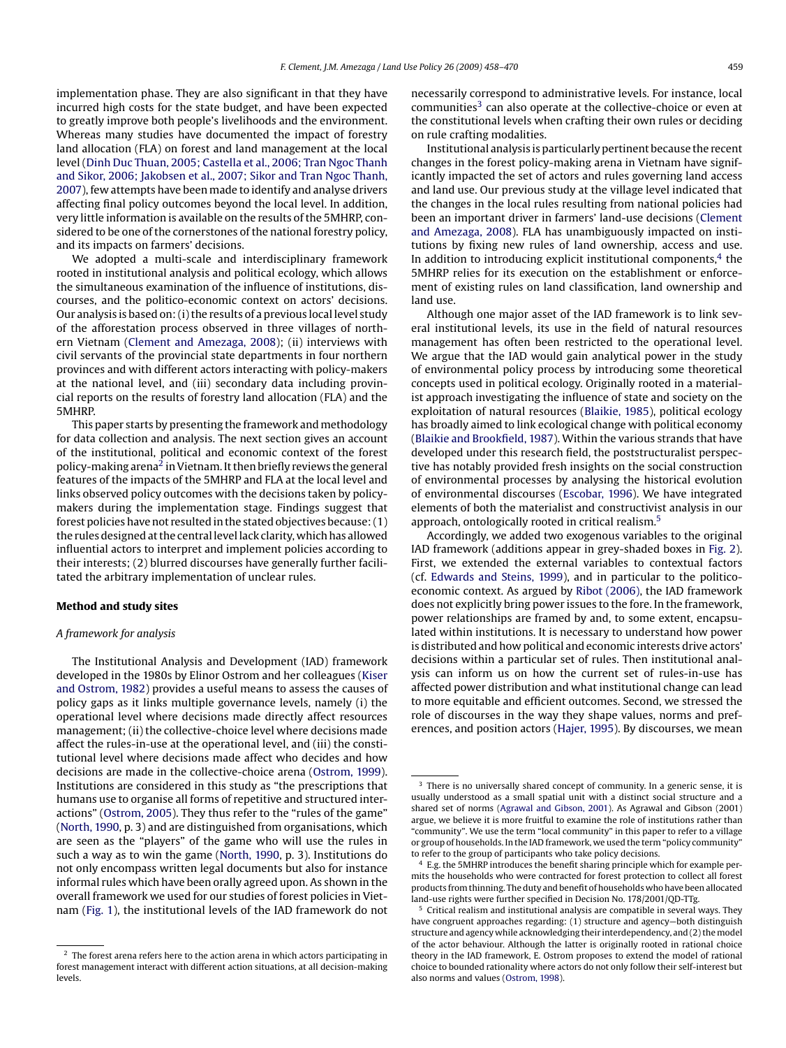implementation phase. They are also significant in that they have incurred high costs for the state budget, and have been expected to greatly improve both people's livelihoods and the environment. Whereas many studies have documented the impact of forestry land allocation (FLA) on forest and land management at the local level (Dinh Duc Thuan, 2005; Castella et al., 2006; Tran Ngoc Thanh and Sikor, 2006; Jakobsen et al., 2007; Sikor and Tran Ngoc Thanh, 2007), few attempts have been made to identify and analyse drivers affecting final policy outcomes beyond the local level. In addition, very little information is available on the results of the 5MHRP, considered to be one of the cornerstones of the national forestry policy, and its impacts on farmers' decisions.

We adopted a multi-scale and interdisciplinary framework rooted in institutional analysis and political ecology, which allows the simultaneous examination of the influence of institutions, discourses, and the politico-economic context on actors' decisions. Our analysis is based on: (i) the results of a previous local level study of the afforestation process observed in three villages of northern Vietnam (Clement and Amezaga, 2008); (ii) interviews with civil servants of the provincial state departments in four northern provinces and with different actors interacting with policy-makers at the national level, and (iii) secondary data including provincial reports on the results of forestry land allocation (FLA) and the 5MHRP.

This paper starts by presenting the framework and methodology for data collection and analysis. The next section gives an account of the institutional, political and economic context of the forest policy-making arena[2] in Vietnam. It then briefly reviews the general features of the impacts of the 5MHRP and FLA at the local level and links observed policy outcomes with the decisions taken by policy-makers during the implementation stage. Findings suggest that forest policies have not resulted in the stated objectives because: (1) the rules designed at the central level lack clarity, which has allowed influential actors to interpret and implement policies according to their interests; (2) blurred discourses have generally further facilitated the arbitrary implementation of unclear rules.

## Method and study sites

### *A framework for analysis*

The Institutional Analysis and Development (IAD) framework developed in the 1980s by Elinor Ostrom and her colleagues (Kiser and Ostrom, 1982) provides a useful means to assess the causes of policy gaps as it links multiple governance levels, namely (i) the operational level where decisions made directly affect resources management; (ii) the collective-choice level where decisions made affect the rules-in-use at the operational level, and (iii) the constitutional level where decisions made affect who decides and how decisions are made in the collective-choice arena (Ostrom, 1999). Institutions are considered in this study as "the prescriptions that humans use to organise all forms of repetitive and structured interactions" (Ostrom, 2005). They thus refer to the "rules of the game" (North, 1990, p. 3) and are distinguished from organisations, which are seen as the "players" of the game who will use the rules in such a way as to win the game (North, 1990, p. 3). Institutions do not only encompass written legal documents but also for instance informal rules which have been orally agreed upon. As shown in the overall framework we used for our studies of forest policies in Vietnam (Fig. 1), the institutional levels of the IAD framework do not necessarily correspond to administrative levels. For instance, local communities[3] can also operate at the collective-choice or even at the constitutional levels when crafting their own rules or deciding on rule crafting modalities.

Institutional analysis is particularly pertinent because the recent changes in the forest policy-making arena in Vietnam have significantly impacted the set of actors and rules governing land access and land use. Our previous study at the village level indicated that the changes in the local rules resulting from national policies had been an important driver in farmers' land-use decisions (Clement and Amezaga, 2008). FLA has unambiguously impacted on institutions by fixing new rules of land ownership, access and use. In addition to introducing explicit institutional components,[4] the 5MHRP relies for its execution on the establishment or enforcement of existing rules on land classification, land ownership and land use.

Although one major asset of the IAD framework is to link several institutional levels, its use in the field of natural resources management has often been restricted to the operational level. We argue that the IAD would gain analytical power in the study of environmental policy process by introducing some theoretical concepts used in political ecology. Originally rooted in a materialist approach investigating the influence of state and society on the exploitation of natural resources (Blaikie, 1985), political ecology has broadly aimed to link ecological change with political economy (Blaikie and Brookfield, 1987). Within the various strands that have developed under this research field, the poststructuralist perspective has notably provided fresh insights on the social construction of environmental processes by analysing the historical evolution of environmental discourses (Escobar, 1996). We have integrated elements of both the materialist and constructivist analysis in our approach, ontologically rooted in critical realism.[5]

Accordingly, we added two exogenous variables to the original IAD framework (additions appear in grey-shaded boxes in Fig. 2). First, we extended the external variables to contextual factors (cf. Edwards and Steins, 1999), and in particular to the politico-economic context. As argued by Ribot (2006), the IAD framework does not explicitly bring power issues to the fore. In the framework, power relationships are framed by and, to some extent, encapsulated within institutions. It is necessary to understand how power is distributed and how political and economic interests drive actors' decisions within a particular set of rules. Then institutional analysis can inform us on how the current set of rules-in-use has affected power distribution and what institutional change can lead to more equitable and efficient outcomes. Second, we stressed the role of discourses in the way they shape values, norms and preferences, and position actors (Hajer, 1995). By discourses, we mean

---

[2] The forest arena refers here to the action arena in which actors participating in forest management interact with different action situations, at all decision-making levels.

[3] There is no universally shared concept of community. In a generic sense, it is usually understood as a small spatial unit with a distinct social structure and a shared set of norms (Agrawal and Gibson, 2001). As Agrawal and Gibson (2001) argue, we believe it is more fruitful to examine the role of institutions rather than "community". We use the term "local community" in this paper to refer to a village or group of households. In the IAD framework, we used the term "policy community" to refer to the group of participants who take policy decisions.

[4] E.g. the 5MHRP introduces the benefit sharing principle which for example permits the households who were contracted for forest protection to collect all forest products from thinning. The duty and benefit of households who have been allocated land-use rights were further specified in Decision No. 178/2001/QD-TTg.

[5] Critical realism and institutional analysis are compatible in several ways. They have congruent approaches regarding: (1) structure and agency—both distinguishing structure and agency while acknowledging their interdependency, and (2) the model of the actor behaviour. Although the latter is originally rooted in rational choice theory in the IAD framework, E. Ostrom proposes to extend the model of rational choice to bounded rationality where actors do not only follow their self-interest but also norms and values (Ostrom, 1998).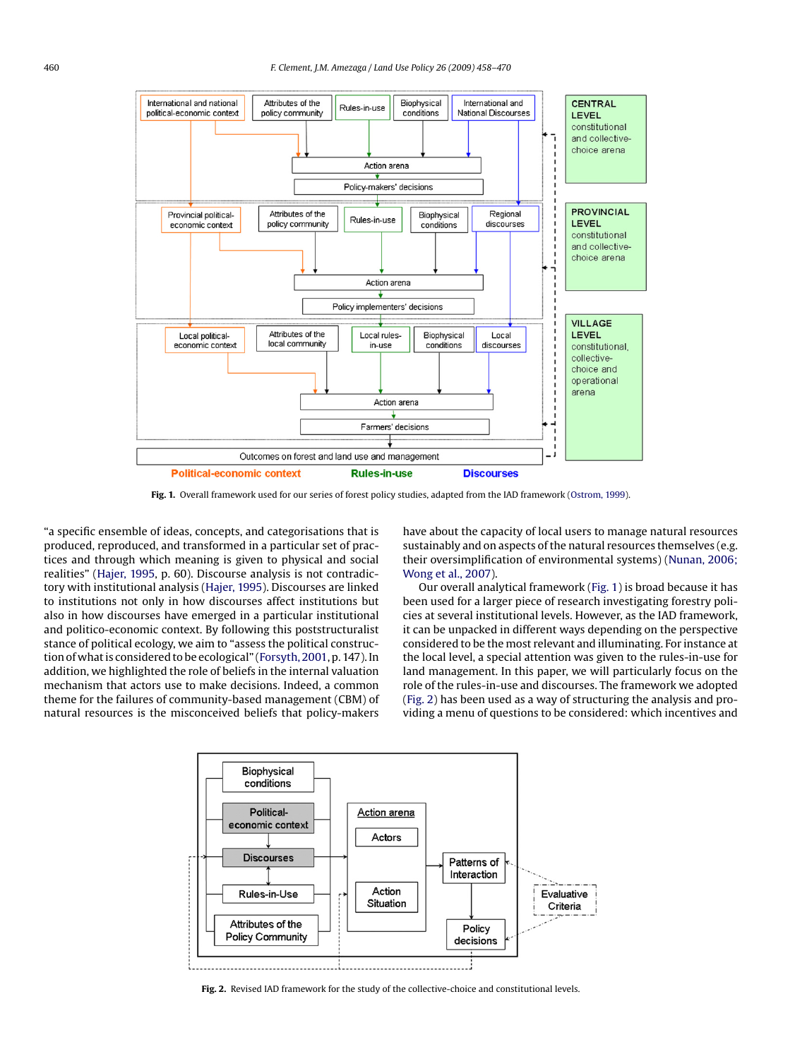Fig. 1. Overall framework used for our series of forest policy studies, adapted from the IAD framework (Ostrom, 1999).

"a specific ensemble of ideas, concepts, and categorisations that is produced, reproduced, and transformed in a particular set of practices and through which meaning is given to physical and social realities" (Hajer, 1995, p. 60). Discourse analysis is not contradictory with institutional analysis (Hajer, 1995). Discourses are linked to institutions not only in how discourses affect institutions but also in how discourses have emerged in a particular institutional and politico-economic context. By following this poststructuralist stance of political ecology, we aim to "assess the political construction of what is considered to be ecological" (Forsyth, 2001, p. 147). In addition, we highlighted the role of beliefs in the internal valuation mechanism that actors use to make decisions. Indeed, a common theme for the failures of community-based management (CBM) of natural resources is the misconceived beliefs that policy-makers have about the capacity of local users to manage natural resources sustainably and on aspects of the natural resources themselves (e.g. their oversimplification of environmental systems) (Nunan, 2006; Wong et al., 2007).

Our overall analytical framework (Fig. 1) is broad because it has been used for a larger piece of research investigating forestry policies at several institutional levels. However, as the IAD framework, it can be unpacked in different ways depending on the perspective considered to be the most relevant and illuminating. For instance at the local level, a special attention was given to the rules-in-use for land management. In this paper, we will particularly focus on the role of the rules-in-use and discourses. The framework we adopted (Fig. 2) has been used as a way of structuring the analysis and providing a menu of questions to be considered: which incentives and

Fig. 2. Revised IAD framework for the study of the collective-choice and constitutional levels.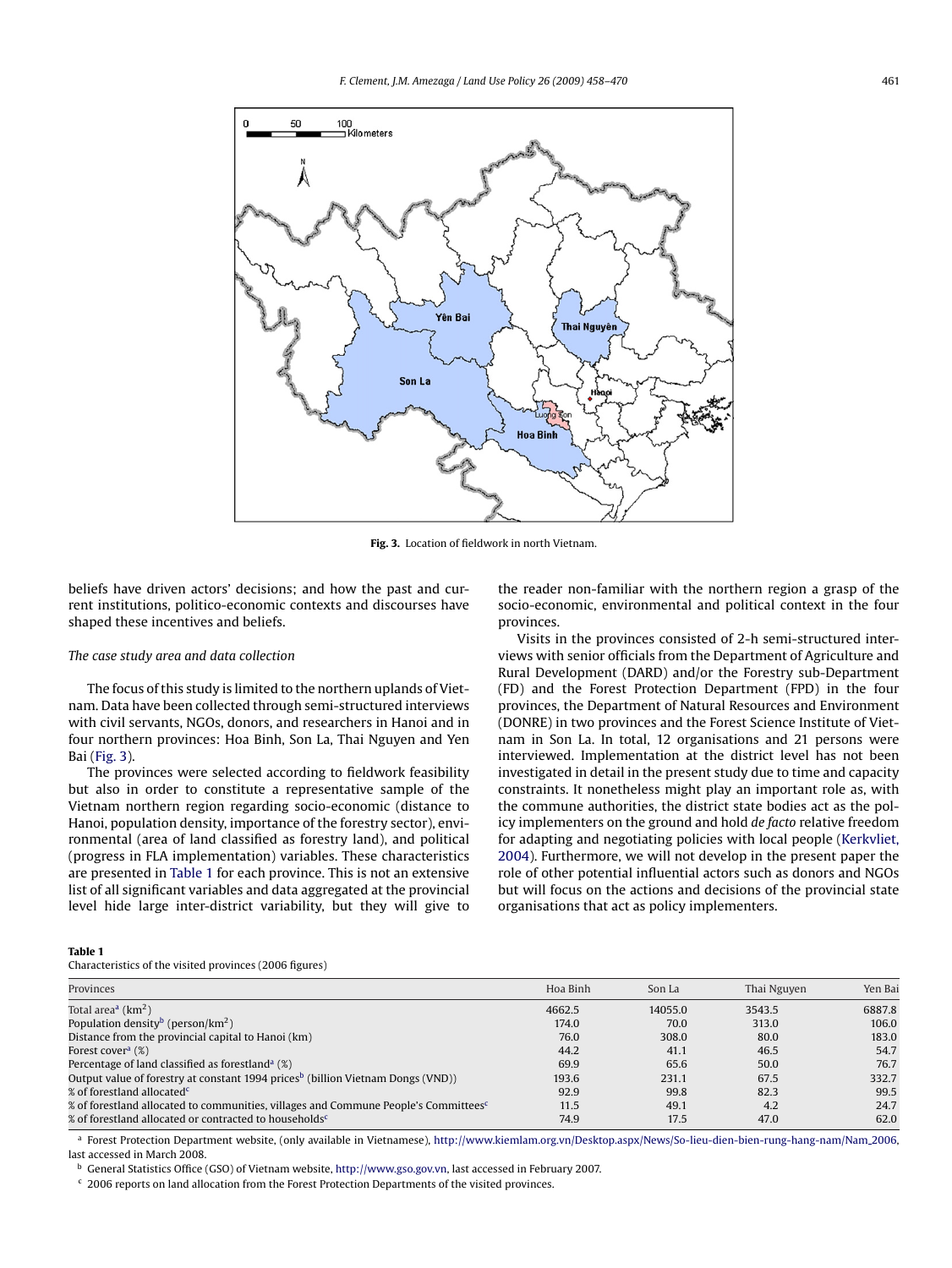Fig. 3. Location of fieldwork in north Vietnam.

beliefs have driven actors' decisions; and how the past and current institutions, politico-economic contexts and discourses have shaped these incentives and beliefs.

### The case study area and data collection

The focus of this study is limited to the northern uplands of Vietnam. Data have been collected through semi-structured interviews with civil servants, NGOs, donors, and researchers in Hanoi and in four northern provinces: Hoa Binh, Son La, Thai Nguyen and Yen Bai (Fig. 3).

The provinces were selected according to fieldwork feasibility but also in order to constitute a representative sample of the Vietnam northern region regarding socio-economic (distance to Hanoi, population density, importance of the forestry sector), environmental (area of land classified as forestry land), and political (progress in FLA implementation) variables. These characteristics are presented in Table 1 for each province. This is not an extensive list of all significant variables and data aggregated at the provincial level hide large inter-district variability, but they will give to the reader non-familiar with the northern region a grasp of the socio-economic, environmental and political context in the four provinces.

Visits in the provinces consisted of 2-h semi-structured interviews with senior officials from the Department of Agriculture and Rural Development (DARD) and/or the Forestry sub-Department (FD) and the Forest Protection Department (FPD) in the four provinces, the Department of Natural Resources and Environment (DONRE) in two provinces and the Forest Science Institute of Vietnam in Son La. In total, 12 organisations and 21 persons were interviewed. Implementation at the district level has not been investigated in detail in the present study due to time and capacity constraints. It nonetheless might play an important role as, with the commune authorities, the district state bodies act as the policy implementers on the ground and hold *de facto* relative freedom for adapting and negotiating policies with local people (Kerkvliet, 2004). Furthermore, we will not develop in the present paper the role of other potential influential actors such as donors and NGOs but will focus on the actions and decisions of the provincial state organisations that act as policy implementers.

**Table 1**
Characteristics of the visited provinces (2006 figures)

| Provinces | Hoa Binh | Son La | Thai Nguyen | Yen Bai |
|---|---|---|---|---|
| Total area[a] ($km^2$) | 4662.5 | 14055.0 | 3543.5 | 6887.8 |
| Population density[b] ($person/km^2$) | 174.0 | 70.0 | 313.0 | 106.0 |
| Distance from the provincial capital to Hanoi (km) | 76.0 | 308.0 | 80.0 | 183.0 |
| Forest cover[a] (%) | 44.2 | 41.1 | 46.5 | 54.7 |
| Percentage of land classified as forestland[a] (%) | 69.9 | 65.6 | 50.0 | 76.7 |
| Output value of forestry at constant 1994 prices[b] (billion Vietnam Dongs (VND)) | 193.6 | 231.1 | 67.5 | 332.7 |
| % of forestland allocated[c] | 92.9 | 99.8 | 82.3 | 99.5 |
| % of forestland allocated to communities, villages and Commune People's Committees[c] | 11.5 | 49.1 | 4.2 | 24.7 |
| % of forestland allocated or contracted to households[c] | 74.9 | 17.5 | 47.0 | 62.0 |

[a] Forest Protection Department website, (only available in Vietnamese), http://www.kiemlam.org.vn/Desktop.aspx/News/So-lieu-dien-bien-rung-hang-nam/Nam_2006, last accessed in March 2008.

[b] General Statistics Office (GSO) of Vietnam website, http://www.gso.gov.vn, last accessed in February 2007.

[c] 2006 reports on land allocation from the Forest Protection Departments of the visited provinces.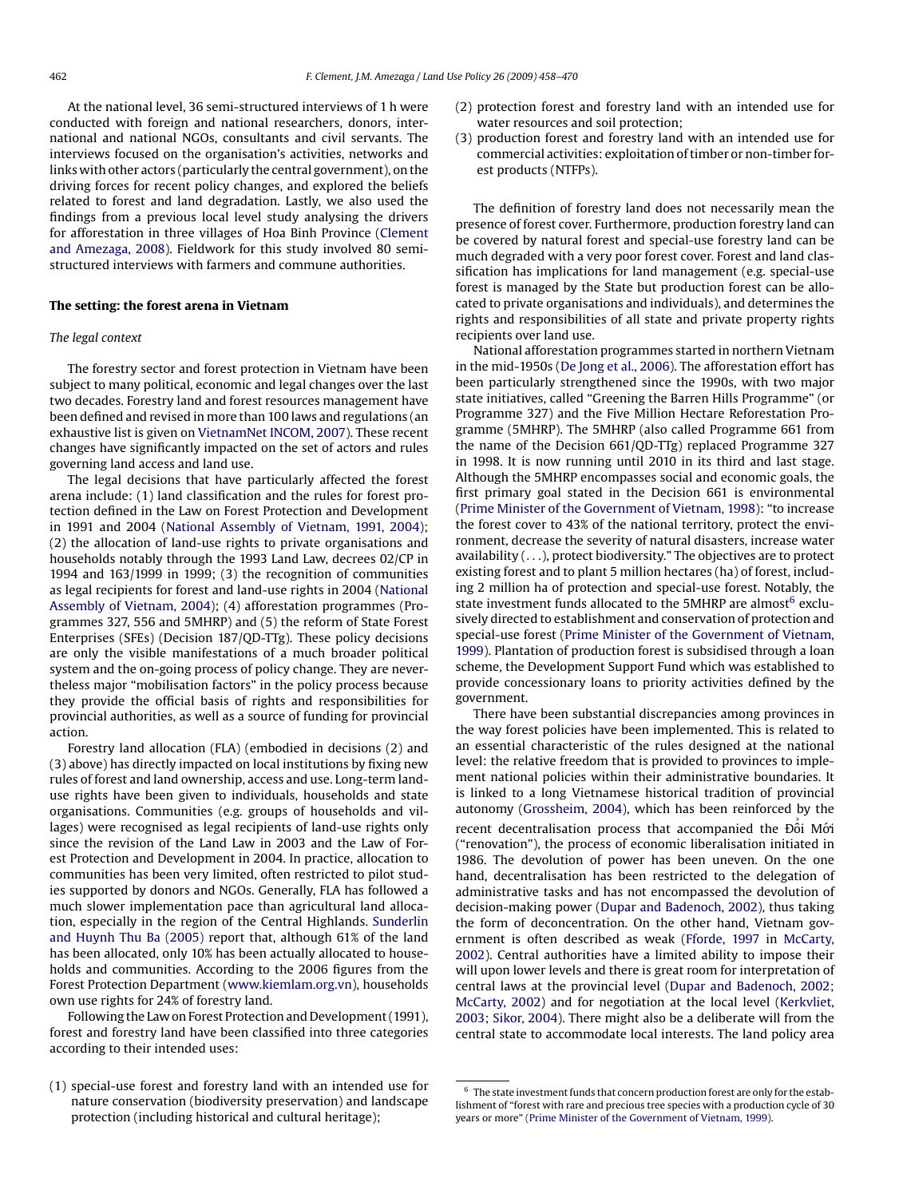At the national level, 36 semi-structured interviews of 1 h were conducted with foreign and national researchers, donors, international and national NGOs, consultants and civil servants. The interviews focused on the organisation's activities, networks and links with other actors (particularly the central government), on the driving forces for recent policy changes, and explored the beliefs related to forest and land degradation. Lastly, we also used the findings from a previous local level study analysing the drivers for afforestation in three villages of Hoa Binh Province (Clement and Amezaga, 2008). Fieldwork for this study involved 80 semi-structured interviews with farmers and commune authorities.

## The setting: the forest arena in Vietnam

### *The legal context*

The forestry sector and forest protection in Vietnam have been subject to many political, economic and legal changes over the last two decades. Forestry land and forest resources management have been defined and revised in more than 100 laws and regulations (an exhaustive list is given on VietnamNet INCOM, 2007). These recent changes have significantly impacted on the set of actors and rules governing land access and land use.

The legal decisions that have particularly affected the forest arena include: (1) land classification and the rules for forest protection defined in the Law on Forest Protection and Development in 1991 and 2004 (National Assembly of Vietnam, 1991, 2004); (2) the allocation of land-use rights to private organisations and households notably through the 1993 Land Law, decrees 02/CP in 1994 and 163/1999 in 1999; (3) the recognition of communities as legal recipients for forest and land-use rights in 2004 (National Assembly of Vietnam, 2004); (4) afforestation programmes (Programmes 327, 556 and 5MHRP) and (5) the reform of State Forest Enterprises (SFEs) (Decision 187/QD-TTg). These policy decisions are only the visible manifestations of a much broader political system and the on-going process of policy change. They are nevertheless major "mobilisation factors" in the policy process because they provide the official basis of rights and responsibilities for provincial authorities, as well as a source of funding for provincial action.

Forestry land allocation (FLA) (embodied in decisions (2) and (3) above) has directly impacted on local institutions by fixing new rules of forest and land ownership, access and use. Long-term land-use rights have been given to individuals, households and state organisations. Communities (e.g. groups of households and villages) were recognised as legal recipients of land-use rights only since the revision of the Land Law in 2003 and the Law of Forest Protection and Development in 2004. In practice, allocation to communities has been very limited, often restricted to pilot studies supported by donors and NGOs. Generally, FLA has followed a much slower implementation pace than agricultural land allocation, especially in the region of the Central Highlands. Sunderlin and Huynh Thu Ba (2005) report that, although 61% of the land has been allocated, only 10% has been actually allocated to households and communities. According to the 2006 figures from the Forest Protection Department (www.kiemlam.org.vn), households own use rights for 24% of forestry land.

Following the Law on Forest Protection and Development (1991), forest and forestry land have been classified into three categories according to their intended uses:

(1) special-use forest and forestry land with an intended use for nature conservation (biodiversity preservation) and landscape protection (including historical and cultural heritage);
(2) protection forest and forestry land with an intended use for water resources and soil protection;
(3) production forest and forestry land with an intended use for commercial activities: exploitation of timber or non-timber forest products (NTFPs).

The definition of forestry land does not necessarily mean the presence of forest cover. Furthermore, production forestry land can be covered by natural forest and special-use forestry land can be much degraded with a very poor forest cover. Forest and land classification has implications for land management (e.g. special-use forest is managed by the State but production forest can be allocated to private organisations and individuals), and determines the rights and responsibilities of all state and private property rights recipients over land use.

National afforestation programmes started in northern Vietnam in the mid-1950s (De Jong et al., 2006). The afforestation effort has been particularly strengthened since the 1990s, with two major state initiatives, called "Greening the Barren Hills Programme" (or Programme 327) and the Five Million Hectare Reforestation Programme (5MHRP). The 5MHRP (also called Programme 661 from the name of the Decision 661/QD-TTg) replaced Programme 327 in 1998. It is now running until 2010 in its third and last stage. Although the 5MHRP encompasses social and economic goals, the first primary goal stated in the Decision 661 is environmental (Prime Minister of the Government of Vietnam, 1998): "to increase the forest cover to 43% of the national territory, protect the environment, decrease the severity of natural disasters, increase water availability (...), protect biodiversity." The objectives are to protect existing forest and to plant 5 million hectares (ha) of forest, including 2 million ha of protection and special-use forest. Notably, the state investment funds allocated to the 5MHRP are almost[6] exclusively directed to establishment and conservation of protection and special-use forest (Prime Minister of the Government of Vietnam, 1999). Plantation of production forest is subsidised through a loan scheme, the Development Support Fund which was established to provide concessionary loans to priority activities defined by the government.

There have been substantial discrepancies among provinces in the way forest policies have been implemented. This is related to an essential characteristic of the rules designed at the national level: the relative freedom that is provided to provinces to implement national policies within their administrative boundaries. It is linked to a long Vietnamese historical tradition of provincial autonomy (Grossheim, 2004), which has been reinforced by the recent decentralisation process that accompanied the Đổi Mới ("renovation"), the process of economic liberalisation initiated in 1986. The devolution of power has been uneven. On the one hand, decentralisation has been restricted to the delegation of administrative tasks and has not encompassed the devolution of decision-making power (Dupar and Badenoch, 2002), thus taking the form of deconcentration. On the other hand, Vietnam government is often described as weak (Fforde, 1997 in McCarty, 2002). Central authorities have a limited ability to impose their will upon lower levels and there is great room for interpretation of central laws at the provincial level (Dupar and Badenoch, 2002; McCarty, 2002) and for negotiation at the local level (Kerkvliet, 2003; Sikor, 2004). There might also be a deliberate will from the central state to accommodate local interests. The land policy area

[6] The state investment funds that concern production forest are only for the establishment of "forest with rare and precious tree species with a production cycle of 30 years or more" (Prime Minister of the Government of Vietnam, 1999).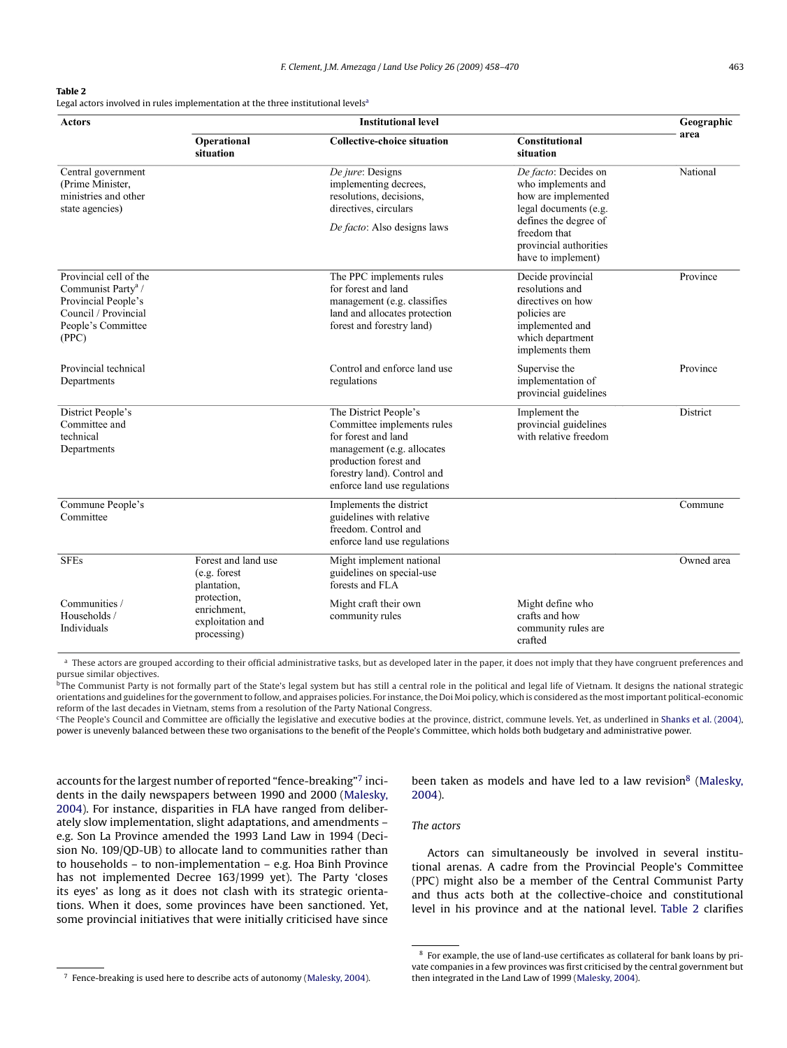**Table 2**
Legal actors involved in rules implementation at the three institutional levels[a]

| Actors | Institutional level | | | Geographic area |
|---|---|---|---|---|
| | Operational situation | Collective-choice situation | Constitutional situation | |
| Central government (Prime Minister, ministries and other state agencies) | | *De jure*: Designs implementing decrees, resolutions, decisions, directives, circulars. *De facto*: Also designs laws | *De facto*: Decides on who implements and how are implemented legal documents (e.g. defines the degree of freedom that provincial authorities have to implement) | National |
| Provincial cell of the Communist Party[a] / Provincial People's Council / Provincial People's Committee (PPC) | | The PPC implements rules for forest and land management (e.g. classifies land and allocates protection forest and forestry land) | Decide provincial resolutions and directives on how policies are implemented and which department implements them | Province |
| Provincial technical Departments | | Control and enforce land use regulations | Supervise the implementation of provincial guidelines | Province |
| District People's Committee and technical Departments | | The District People's Committee implements rules for forest and land management (e.g. allocates production forest and forestry land). Control and enforce land use regulations | Implement the provincial guidelines with relative freedom | District |
| Commune People's Committee | | Implements the district guidelines with relative freedom. Control and enforce land use regulations | | Commune |
| SFEs | Forest and land use (e.g. forest plantation, protection, enrichment, exploitation and processing) | Might implement national guidelines on special-use forests and FLA | | Owned area |
| Communities / Households / Individuals | | Might craft their own community rules | Might define who crafts and how community rules are crafted | |

[a] These actors are grouped according to their official administrative tasks, but as developed later in the paper, it does not imply that they have congruent preferences and pursue similar objectives.
[b]The Communist Party is not formally part of the State's legal system but has still a central role in the political and legal life of Vietnam. It designs the national strategic orientations and guidelines for the government to follow, and appraises policies. For instance, the Doi Moi policy, which is considered as the most important political-economic reform of the last decades in Vietnam, stems from a resolution of the Party National Congress.
[c]The People's Council and Committee are officially the legislative and executive bodies at the province, district, commune levels. Yet, as underlined in Shanks et al. (2004), power is unevenly balanced between these two organisations to the benefit of the People's Committee, which holds both budgetary and administrative power.

accounts for the largest number of reported "fence-breaking"[7] incidents in the daily newspapers between 1990 and 2000 (Malesky, 2004). For instance, disparities in FLA have ranged from deliberately slow implementation, slight adaptations, and amendments – e.g. Son La Province amended the 1993 Land Law in 1994 (Decision No. 109/QD-UB) to allocate land to communities rather than to households – to non-implementation – e.g. Hoa Binh Province has not implemented Decree 163/1999 yet). The Party 'closes its eyes' as long as it does not clash with its strategic orientations. When it does, some provinces have been sanctioned. Yet, some provincial initiatives that were initially criticised have since been taken as models and have led to a law revision[8] (Malesky, 2004).

*The actors*

Actors can simultaneously be involved in several institutional arenas. A cadre from the Provincial People's Committee (PPC) might also be a member of the Central Communist Party and thus acts both at the collective-choice and constitutional level in his province and at the national level. Table 2 clarifies

[7] Fence-breaking is used here to describe acts of autonomy (Malesky, 2004).

[8] For example, the use of land-use certificates as collateral for bank loans by private companies in a few provinces was first criticised by the central government but then integrated in the Land Law of 1999 (Malesky, 2004).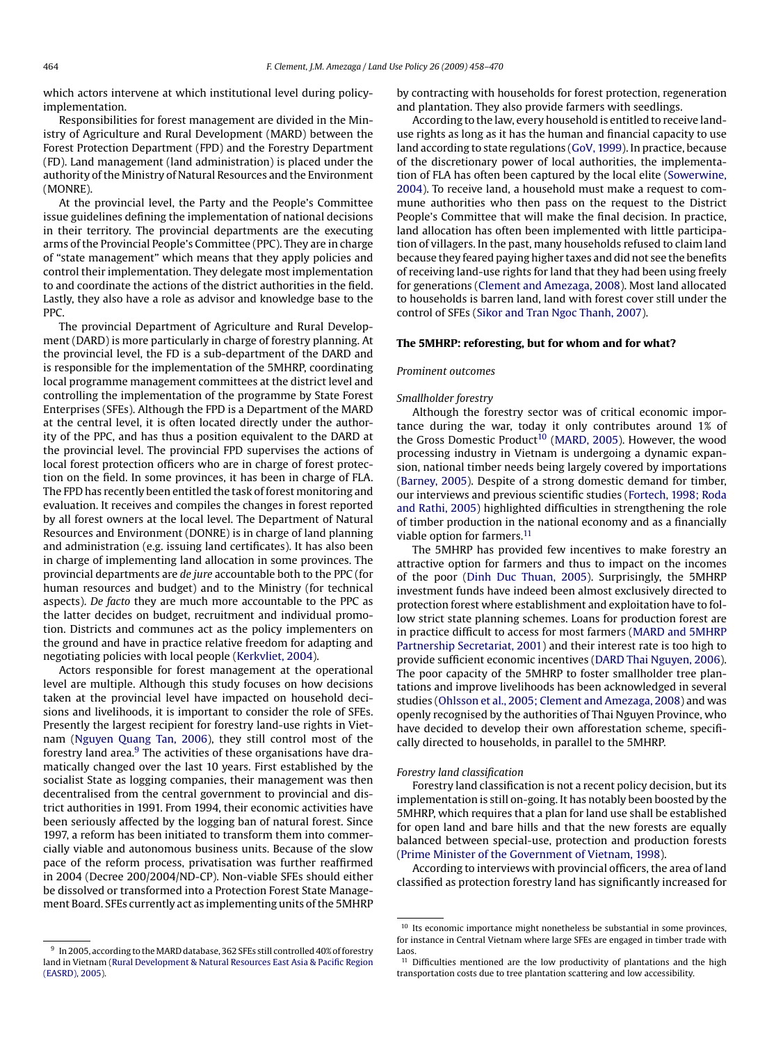which actors intervene at which institutional level during policy-implementation.

Responsibilities for forest management are divided in the Ministry of Agriculture and Rural Development (MARD) between the Forest Protection Department (FPD) and the Forestry Department (FD). Land management (land administration) is placed under the authority of the Ministry of Natural Resources and the Environment (MONRE).

At the provincial level, the Party and the People's Committee issue guidelines defining the implementation of national decisions in their territory. The provincial departments are the executing arms of the Provincial People's Committee (PPC). They are in charge of "state management" which means that they apply policies and control their implementation. They delegate most implementation to and coordinate the actions of the district authorities in the field. Lastly, they also have a role as advisor and knowledge base to the PPC.

The provincial Department of Agriculture and Rural Development (DARD) is more particularly in charge of forestry planning. At the provincial level, the FD is a sub-department of the DARD and is responsible for the implementation of the 5MHRP, coordinating local programme management committees at the district level and controlling the implementation of the programme by State Forest Enterprises (SFEs). Although the FPD is a Department of the MARD at the central level, it is often located directly under the authority of the PPC, and has thus a position equivalent to the DARD at the provincial level. The provincial FPD supervises the actions of local forest protection officers who are in charge of forest protection on the field. In some provinces, it has been in charge of FLA. The FPD has recently been entitled the task of forest monitoring and evaluation. It receives and compiles the changes in forest reported by all forest owners at the local level. The Department of Natural Resources and Environment (DONRE) is in charge of land planning and administration (e.g. issuing land certificates). It has also been in charge of implementing land allocation in some provinces. The provincial departments are *de jure* accountable both to the PPC (for human resources and budget) and to the Ministry (for technical aspects). *De facto* they are much more accountable to the PPC as the latter decides on budget, recruitment and individual promotion. Districts and communes act as the policy implementers on the ground and have in practice relative freedom for adapting and negotiating policies with local people (Kerkvliet, 2004).

Actors responsible for forest management at the operational level are multiple. Although this study focuses on how decisions taken at the provincial level have impacted on household decisions and livelihoods, it is important to consider the role of SFEs. Presently the largest recipient for forestry land-use rights in Vietnam (Nguyen Quang Tan, 2006), they still control most of the forestry land area.[9] The activities of these organisations have dramatically changed over the last 10 years. First established by the socialist State as logging companies, their management was then decentralised from the central government to provincial and district authorities in 1991. From 1994, their economic activities have been seriously affected by the logging ban of natural forest. Since 1997, a reform has been initiated to transform them into commercially viable and autonomous business units. Because of the slow pace of the reform process, privatisation was further reaffirmed in 2004 (Decree 200/2004/ND-CP). Non-viable SFEs should either be dissolved or transformed into a Protection Forest State Management Board. SFEs currently act as implementing units of the 5MHRP by contracting with households for forest protection, regeneration and plantation. They also provide farmers with seedlings.

According to the law, every household is entitled to receive land-use rights as long as it has the human and financial capacity to use land according to state regulations (GoV, 1999). In practice, because of the discretionary power of local authorities, the implementation of FLA has often been captured by the local elite (Sowerwine, 2004). To receive land, a household must make a request to commune authorities who then pass on the request to the District People's Committee that will make the final decision. In practice, land allocation has often been implemented with little participation of villagers. In the past, many households refused to claim land because they feared paying higher taxes and did not see the benefits of receiving land-use rights for land that they had been using freely for generations (Clement and Amezaga, 2008). Most land allocated to households is barren land, land with forest cover still under the control of SFEs (Sikor and Tran Ngoc Thanh, 2007).

**The 5MHRP: reforesting, but for whom and for what?**

*Prominent outcomes*

*Smallholder forestry*

Although the forestry sector was of critical economic importance during the war, today it only contributes around 1% of the Gross Domestic Product[10] (MARD, 2005). However, the wood processing industry in Vietnam is undergoing a dynamic expansion, national timber needs being largely covered by importations (Barney, 2005). Despite of a strong domestic demand for timber, our interviews and previous scientific studies (Fortech, 1998; Roda and Rathi, 2005) highlighted difficulties in strengthening the role of timber production in the national economy and as a financially viable option for farmers.[11]

The 5MHRP has provided few incentives to make forestry an attractive option for farmers and thus to impact on the incomes of the poor (Dinh Duc Thuan, 2005). Surprisingly, the 5MHRP investment funds have indeed been almost exclusively directed to protection forest where establishment and exploitation have to follow strict state planning schemes. Loans for production forest are in practice difficult to access for most farmers (MARD and 5MHRP Partnership Secretariat, 2001) and their interest rate is too high to provide sufficient economic incentives (DARD Thai Nguyen, 2006). The poor capacity of the 5MHRP to foster smallholder tree plantations and improve livelihoods has been acknowledged in several studies (Ohlsson et al., 2005; Clement and Amezaga, 2008) and was openly recognised by the authorities of Thai Nguyen Province, who have decided to develop their own afforestation scheme, specifically directed to households, in parallel to the 5MHRP.

*Forestry land classification*

Forestry land classification is not a recent policy decision, but its implementation is still on-going. It has notably been boosted by the 5MHRP, which requires that a plan for land use shall be established for open land and bare hills and that the new forests are equally balanced between special-use, protection and production forests (Prime Minister of the Government of Vietnam, 1998).

According to interviews with provincial officers, the area of land classified as protection forestry land has significantly increased for

[9] In 2005, according to the MARD database, 362 SFEs still controlled 40% of forestry land in Vietnam (Rural Development & Natural Resources East Asia & Pacific Region (EASRD), 2005).

[10] Its economic importance might nonetheless be substantial in some provinces, for instance in Central Vietnam where large SFEs are engaged in timber trade with Laos.

[11] Difficulties mentioned are the low productivity of plantations and the high transportation costs due to tree plantation scattering and low accessibility.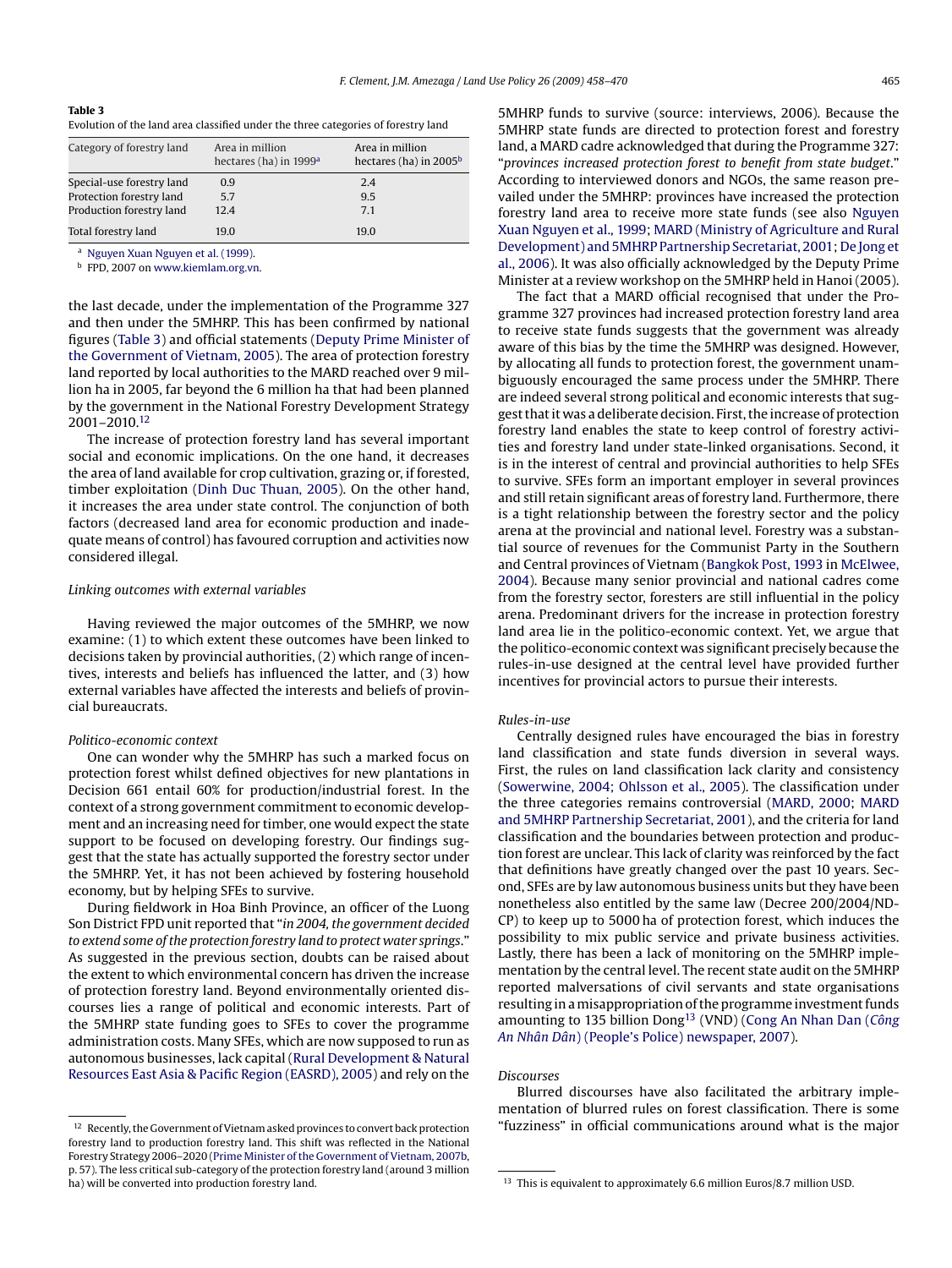**Table 3**
Evolution of the land area classified under the three categories of forestry land

| Category of forestry land | Area in million hectares (ha) in 1999[a] | Area in million hectares (ha) in 2005[b] |
|---|---|---|
| Special-use forestry land | 0.9 | 2.4 |
| Protection forestry land | 5.7 | 9.5 |
| Production forestry land | 12.4 | 7.1 |
| Total forestry land | 19.0 | 19.0 |

[a] Nguyen Xuan Nguyen et al. (1999).
[b] FPD, 2007 on www.kiemlam.org.vn.

the last decade, under the implementation of the Programme 327 and then under the 5MHRP. This has been confirmed by national figures (Table 3) and official statements (Deputy Prime Minister of the Government of Vietnam, 2005). The area of protection forestry land reported by local authorities to the MARD reached over 9 million ha in 2005, far beyond the 6 million ha that had been planned by the government in the National Forestry Development Strategy 2001–2010.[12]

The increase of protection forestry land has several important social and economic implications. On the one hand, it decreases the area of land available for crop cultivation, grazing or, if forested, timber exploitation (Dinh Duc Thuan, 2005). On the other hand, it increases the area under state control. The conjunction of both factors (decreased land area for economic production and inadequate means of control) has favoured corruption and activities now considered illegal.

*Linking outcomes with external variables*

Having reviewed the major outcomes of the 5MHRP, we now examine: (1) to which extent these outcomes have been linked to decisions taken by provincial authorities, (2) which range of incentives, interests and beliefs has influenced the latter, and (3) how external variables have affected the interests and beliefs of provincial bureaucrats.

*Politico-economic context*

One can wonder why the 5MHRP has such a marked focus on protection forest whilst defined objectives for new plantations in Decision 661 entail 60% for production/industrial forest. In the context of a strong government commitment to economic development and an increasing need for timber, one would expect the state support to be focused on developing forestry. Our findings suggest that the state has actually supported the forestry sector under the 5MHRP. Yet, it has not been achieved by fostering household economy, but by helping SFEs to survive.

During fieldwork in Hoa Binh Province, an officer of the Luong Son District FPD unit reported that "*in 2004, the government decided to extend some of the protection forestry land to protect water springs*." As suggested in the previous section, doubts can be raised about the extent to which environmental concern has driven the increase of protection forestry land. Beyond environmentally oriented discourses lies a range of political and economic interests. Part of the 5MHRP state funding goes to SFEs to cover the programme administration costs. Many SFEs, which are now supposed to run as autonomous businesses, lack capital (Rural Development & Natural Resources East Asia & Pacific Region (EASRD), 2005) and rely on the 5MHRP funds to survive (source: interviews, 2006). Because the 5MHRP state funds are directed to protection forest and forestry land, a MARD cadre acknowledged that during the Programme 327: "*provinces increased protection forest to benefit from state budget*." According to interviewed donors and NGOs, the same reason prevailed under the 5MHRP: provinces have increased the protection forestry land area to receive more state funds (see also Nguyen Xuan Nguyen et al., 1999; MARD (Ministry of Agriculture and Rural Development) and 5MHRP Partnership Secretariat, 2001; De Jong et al., 2006). It was also officially acknowledged by the Deputy Prime Minister at a review workshop on the 5MHRP held in Hanoi (2005).

The fact that a MARD official recognised that under the Programme 327 provinces had increased protection forestry land area to receive state funds suggests that the government was already aware of this bias by the time the 5MHRP was designed. However, by allocating all funds to protection forest, the government unambiguously encouraged the same process under the 5MHRP. There are indeed several strong political and economic interests that suggest that it was a deliberate decision. First, the increase of protection forestry land enables the state to keep control of forestry activities and forestry land under state-linked organisations. Second, it is in the interest of central and provincial authorities to help SFEs to survive. SFEs form an important employer in several provinces and still retain significant areas of forestry land. Furthermore, there is a tight relationship between the forestry sector and the policy arena at the provincial and national level. Forestry was a substantial source of revenues for the Communist Party in the Southern and Central provinces of Vietnam (Bangkok Post, 1993 in McElwee, 2004). Because many senior provincial and national cadres come from the forestry sector, foresters are still influential in the policy arena. Predominant drivers for the increase in protection forestry land area lie in the politico-economic context. Yet, we argue that the politico-economic context was significant precisely because the rules-in-use designed at the central level have provided further incentives for provincial actors to pursue their interests.

*Rules-in-use*

Centrally designed rules have encouraged the bias in forestry land classification and state funds diversion in several ways. First, the rules on land classification lack clarity and consistency (Sowerwine, 2004; Ohlsson et al., 2005). The classification under the three categories remains controversial (MARD, 2000; MARD and 5MHRP Partnership Secretariat, 2001), and the criteria for land classification and the boundaries between protection and production forest are unclear. This lack of clarity was reinforced by the fact that definitions have greatly changed over the past 10 years. Second, SFEs are by law autonomous business units but they have been nonetheless also entitled by the same law (Decree 200/2004/ND-CP) to keep up to 5000 ha of protection forest, which induces the possibility to mix public service and private business activities. Lastly, there has been a lack of monitoring on the 5MHRP implementation by the central level. The recent state audit on the 5MHRP reported malversations of civil servants and state organisations resulting in a misappropriation of the programme investment funds amounting to 135 billion Dong[13] (VND) (Cong An Nhan Dan (*Công An Nhân Dân*) (People's Police) newspaper, 2007).

*Discourses*

Blurred discourses have also facilitated the arbitrary implementation of blurred rules on forest classification. There is some "fuzziness" in official communications around what is the major

[12] Recently, the Government of Vietnam asked provinces to convert back protection forestry land to production forestry land. This shift was reflected in the National Forestry Strategy 2006–2020 (Prime Minister of the Government of Vietnam, 2007b, p. 57). The less critical sub-category of the protection forestry land (around 3 million ha) will be converted into production forestry land.

[13] This is equivalent to approximately 6.6 million Euros/8.7 million USD.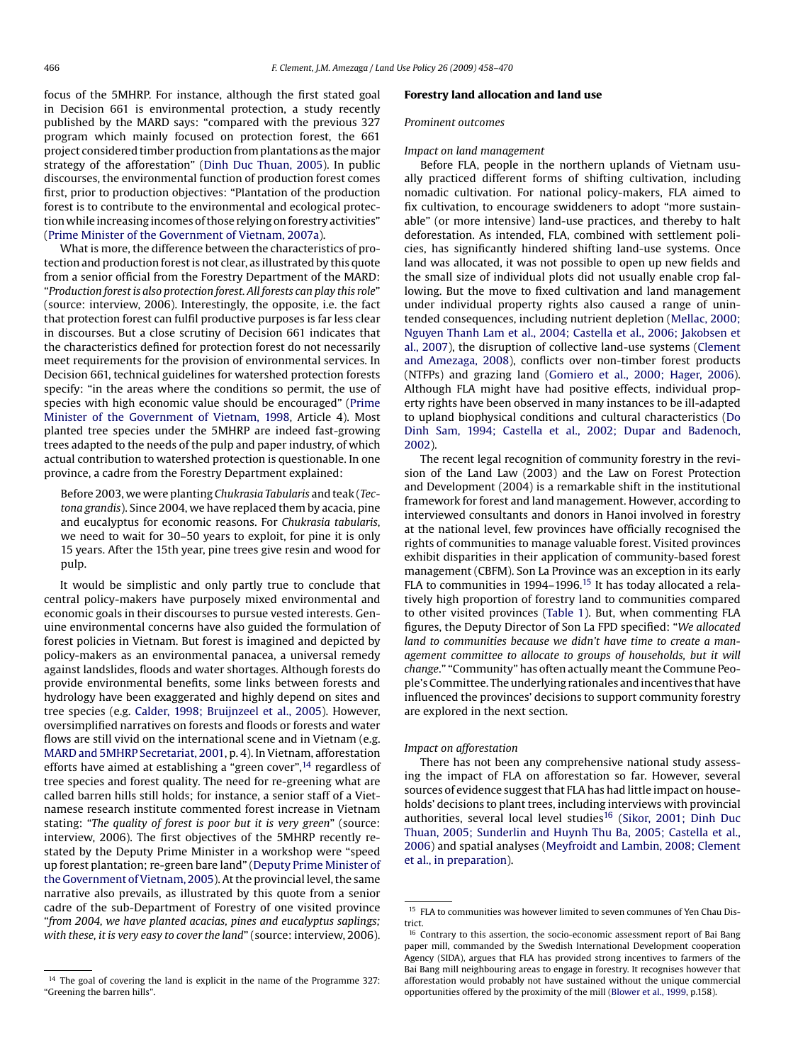focus of the 5MHRP. For instance, although the first stated goal in Decision 661 is environmental protection, a study recently published by the MARD says: "compared with the previous 327 program which mainly focused on protection forest, the 661 project considered timber production from plantations as the major strategy of the afforestation" (Dinh Duc Thuan, 2005). In public discourses, the environmental function of production forest comes first, prior to production objectives: "Plantation of the production forest is to contribute to the environmental and ecological protection while increasing incomes of those relying on forestry activities" (Prime Minister of the Government of Vietnam, 2007a).

What is more, the difference between the characteristics of protection and production forest is not clear, as illustrated by this quote from a senior official from the Forestry Department of the MARD: "*Production forest is also protection forest. All forests can play this role*" (source: interview, 2006). Interestingly, the opposite, i.e. the fact that protection forest can fulfil productive purposes is far less clear in discourses. But a close scrutiny of Decision 661 indicates that the characteristics defined for protection forest do not necessarily meet requirements for the provision of environmental services. In Decision 661, technical guidelines for watershed protection forests specify: "in the areas where the conditions so permit, the use of species with high economic value should be encouraged" (Prime Minister of the Government of Vietnam, 1998, Article 4). Most planted tree species under the 5MHRP are indeed fast-growing trees adapted to the needs of the pulp and paper industry, of which actual contribution to watershed protection is questionable. In one province, a cadre from the Forestry Department explained:

> Before 2003, we were planting *Chukrasia Tabularis* and teak (*Tectona grandis*). Since 2004, we have replaced them by acacia, pine and eucalyptus for economic reasons. For *Chukrasia tabularis*, we need to wait for 30–50 years to exploit, for pine it is only 15 years. After the 15th year, pine trees give resin and wood for pulp.

It would be simplistic and only partly true to conclude that central policy-makers have purposely mixed environmental and economic goals in their discourses to pursue vested interests. Genuine environmental concerns have also guided the formulation of forest policies in Vietnam. But forest is imagined and depicted by policy-makers as an environmental panacea, a universal remedy against landslides, floods and water shortages. Although forests do provide environmental benefits, some links between forests and hydrology have been exaggerated and highly depend on sites and tree species (e.g. Calder, 1998; Bruijnzeel et al., 2005). However, oversimplified narratives on forests and floods or forests and water flows are still vivid on the international scene and in Vietnam (e.g. MARD and 5MHRP Secretariat, 2001, p. 4). In Vietnam, afforestation efforts have aimed at establishing a "green cover",[14] regardless of tree species and forest quality. The need for re-greening what are called barren hills still holds; for instance, a senior staff of a Vietnamese research institute commented forest increase in Vietnam stating: "*The quality of forest is poor but it is very green*" (source: interview, 2006). The first objectives of the 5MHRP as re-stated by the Deputy Prime Minister in a workshop were "speed up forest plantation; re-green bare land" (Deputy Prime Minister of the Government of Vietnam, 2005). At the provincial level, the same narrative also prevails, as illustrated by this quote from a senior cadre of the sub-Department of Forestry of one visited province "*from 2004, we have planted acacias, pines and eucalyptus saplings; with these, it is very easy to cover the land*" (source: interview, 2006).

[14] The goal of covering the land is explicit in the name of the Programme 327: "Greening the barren hills".

## Forestry land allocation and land use

### *Prominent outcomes*

#### *Impact on land management*

Before FLA, people in the northern uplands of Vietnam usually practiced different forms of shifting cultivation, including nomadic cultivation. For national policy-makers, FLA aimed to fix cultivation, to encourage swiddeners to adopt "more sustainable" (or more intensive) land-use practices, and thereby to halt deforestation. As intended, FLA, combined with settlement policies, has significantly hindered shifting land-use systems. Once land was allocated, it was not possible to open up new fields and the small size of individual plots did not usually enable crop fallowing. But the move to fixed cultivation and land management under individual property rights also caused a range of unintended consequences, including nutrient depletion (Mellac, 2000; Nguyen Thanh Lam et al., 2004; Castella et al., 2006; Jakobsen et al., 2007), the disruption of collective land-use systems (Clement and Amezaga, 2008), conflicts over non-timber forest products (NTFPs) and grazing land (Gomiero et al., 2000; Hager, 2006). Although FLA might have had positive effects, individual property rights have been observed in many instances to be ill-adapted to upland biophysical conditions and cultural characteristics (Do Dinh Sam, 1994; Castella et al., 2002; Dupar and Badenoch, 2002).

The recent legal recognition of community forestry in the revision of the Land Law (2003) and the Law on Forest Protection and Development (2004) is a remarkable shift in the institutional framework for forest and land management. However, according to interviewed consultants and donors in Hanoi involved in forestry at the national level, few provinces have officially recognised the rights of communities to manage valuable forest. Visited provinces exhibit disparities in their application of community-based forest management (CBFM). Son La Province was an exception in its early FLA to communities in 1994–1996.[15] It has today allocated a relatively high proportion of forestry land to communities compared to other visited provinces (Table 1). But, when commenting FLA figures, the Deputy Director of Son La FPD specified: "*We allocated land to communities because we didn't have time to create a management committee to allocate to groups of households, but it will change.*" "Community" has often actually meant the Commune People's Committee. The underlying rationales and incentives that have influenced the provinces' decisions to support community forestry are explored in the next section.

#### *Impact on afforestation*

There has not been any comprehensive national study assessing the impact of FLA on afforestation so far. However, several sources of evidence suggest that FLA has had little impact on households' decisions to plant trees, including interviews with provincial authorities, several local level studies[16] (Sikor, 2001; Dinh Duc Thuan, 2005; Sunderlin and Huynh Thu Ba, 2005; Castella et al., 2006) and spatial analyses (Meyfroidt and Lambin, 2008; Clement et al., in preparation).

[15] FLA to communities was however limited to seven communes of Yen Chau District.

[16] Contrary to this assertion, the socio-economic assessment report of Bai Bang paper mill, commanded by the Swedish International Development cooperation Agency (SIDA), argues that FLA has provided strong incentives to farmers of the Bai Bang mill neighbouring areas to engage in forestry. It recognises however that afforestation would probably not have sustained without the unique commercial opportunities offered by the proximity of the mill (Blower et al., 1999, p.158).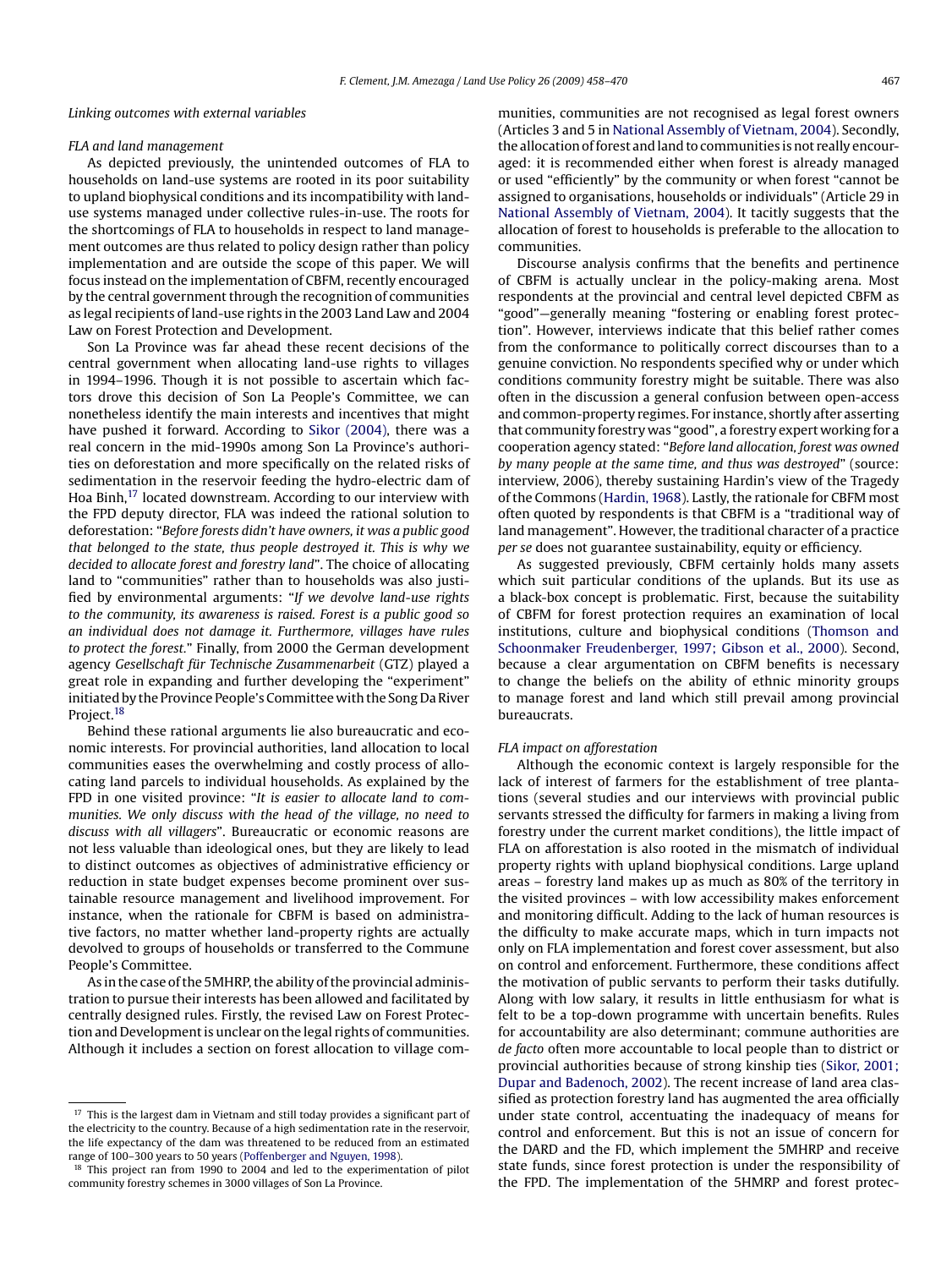*Linking outcomes with external variables*

*FLA and land management*

As depicted previously, the unintended outcomes of FLA to households on land-use systems are rooted in its poor suitability to upland biophysical conditions and its incompatibility with land-use systems managed under collective rules-in-use. The roots for the shortcomings of FLA to households in respect to land management outcomes are thus related to policy design rather than policy implementation and are outside the scope of this paper. We will focus instead on the implementation of CBFM, recently encouraged by the central government through the recognition of communities as legal recipients of land-use rights in the 2003 Land Law and 2004 Law on Forest Protection and Development.

Son La Province was far ahead these recent decisions of the central government when allocating land-use rights to villages in 1994–1996. Though it is not possible to ascertain which factors drove this decision of Son La People's Committee, we can nonetheless identify the main interests and incentives that might have pushed it forward. According to Sikor (2004), there was a real concern in the mid-1990s among Son La Province's authorities on deforestation and more specifically on the related risks of sedimentation in the reservoir feeding the hydro-electric dam of Hoa Binh,[17] located downstream. According to our interview with the FPD deputy director, FLA was indeed the rational solution to deforestation: "*Before forests didn't have owners, it was a public good that belonged to the state, thus people destroyed it. This is why we decided to allocate forest and forestry land*". The choice of allocating land to "communities" rather than to households was also justified by environmental arguments: "*If we devolve land-use rights to the community, its awareness is raised. Forest is a public good so an individual does not damage it. Furthermore, villages have rules to protect the forest.*" Finally, from 2000 the German development agency *Gesellschaft für Technische Zusammenarbeit* (GTZ) played a great role in expanding and further developing the "experiment" initiated by the Province People's Committee with the Song Da River Project.[18]

Behind these rational arguments lie also bureaucratic and economic interests. For provincial authorities, land allocation to local communities eases the overwhelming and costly process of allocating land parcels to individual households. As explained by the FPD in one visited province: "*It is easier to allocate land to communities. We only discuss with the head of the village, no need to discuss with all villagers*". Bureaucratic or economic reasons are not less valuable than ideological ones, but they are likely to lead to distinct outcomes as objectives of administrative efficiency or reduction in state budget expenses become prominent over sustainable resource management and livelihood improvement. For instance, when the rationale for CBFM is based on administrative factors, no matter whether land-property rights are actually devolved to groups of households or transferred to the Commune People's Committee.

As in the case of the 5MHRP, the ability of the provincial administration to pursue their interests has been allowed and facilitated by centrally designed rules. Firstly, the revised Law on Forest Protection and Development is unclear on the legal rights of communities. Although it includes a section on forest allocation to village communities, communities are not recognised as legal forest owners (Articles 3 and 5 in National Assembly of Vietnam, 2004). Secondly, the allocation of forest and land to communities is not really encouraged: it is recommended either when forest is already managed or used "efficiently" by the community or when forest "cannot be assigned to organisations, households or individuals" (Article 29 in National Assembly of Vietnam, 2004). It tacitly suggests that the allocation of forest to households is preferable to the allocation to communities.

Discourse analysis confirms that the benefits and pertinence of CBFM is actually unclear in the policy-making arena. Most respondents at the provincial and central level depicted CBFM as "good"—generally meaning "fostering or enabling forest protection". However, interviews indicate that this belief rather comes from the conformance to politically correct discourses than to a genuine conviction. No respondents specified why or under which conditions community forestry might be suitable. There was also often in the discussion a general confusion between open-access and common-property regimes. For instance, shortly after asserting that community forestry was "good", a forestry expert working for a cooperation agency stated: "*Before land allocation, forest was owned by many people at the same time, and thus was destroyed*" (source: interview, 2006), thereby sustaining Hardin's view of the Tragedy of the Commons (Hardin, 1968). Lastly, the rationale for CBFM most often quoted by respondents is that CBFM is a "traditional way of land management". However, the traditional character of a practice *per se* does not guarantee sustainability, equity or efficiency.

As suggested previously, CBFM certainly holds many assets which suit particular conditions of the uplands. But its use as a black-box concept is problematic. First, because the suitability of CBFM for forest protection requires an examination of local institutions, culture and biophysical conditions (Thomson and Schoonmaker Freudenberger, 1997; Gibson et al., 2000). Second, because a clear argumentation on CBFM benefits is necessary to change the beliefs on the ability of ethnic minority groups to manage forest and land which still prevail among provincial bureaucrats.

*FLA impact on afforestation*

Although the economic context is largely responsible for the lack of interest of farmers for the establishment of tree plantations (several studies and our interviews with provincial public servants stressed the difficulty for farmers in making a living from forestry under the current market conditions), the little impact of FLA on afforestation is also rooted in the mismatch of individual property rights with upland biophysical conditions. Large upland areas – forestry land makes up as much as 80% of the territory in the visited provinces – with low accessibility makes enforcement and monitoring difficult. Adding to the lack of human resources is the difficulty to make accurate maps, which in turn impacts not only on FLA implementation and forest cover assessment, but also on control and enforcement. Furthermore, these conditions affect the motivation of public servants to perform their tasks dutifully. Along with low salary, it results in little enthusiasm for what is felt to be a top-down programme with uncertain benefits. Rules for accountability are also determinant; commune authorities are *de facto* often more accountable to local people than to district or provincial authorities because of strong kinship ties (Sikor, 2001; Dupar and Badenoch, 2002). The recent increase of land area classified as protection forestry land has augmented the area officially under state control, accentuating the inadequacy of means for control and enforcement. But this is not an issue of concern for the DARD and the FD, which implement the 5MHRP and receive state funds, since forest protection is under the responsibility of the FPD. The implementation of the 5HMRP and forest protec-

[17] This is the largest dam in Vietnam and still today provides a significant part of the electricity to the country. Because of a high sedimentation rate in the reservoir, the life expectancy of the dam was threatened to be reduced from an estimated range of 100–300 years to 50 years (Poffenberger and Nguyen, 1998).

[18] This project ran from 1990 to 2004 and led to the experimentation of pilot community forestry schemes in 3000 villages of Son La Province.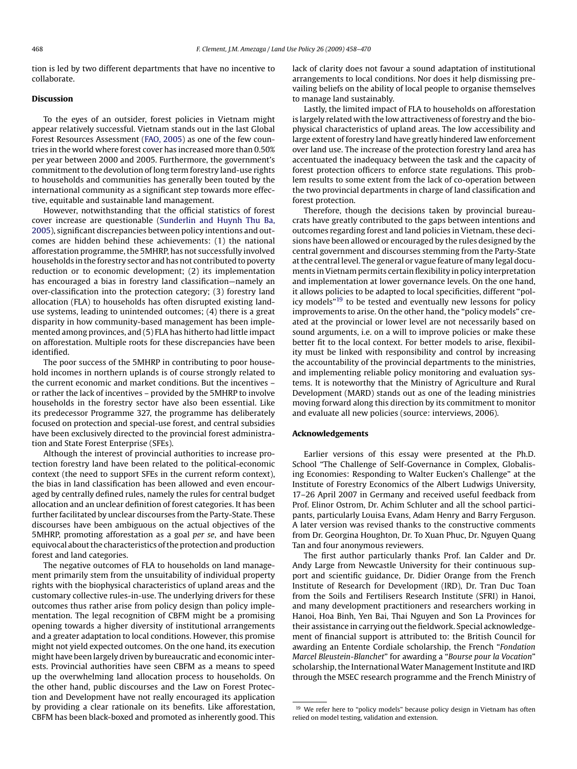tion is led by two different departments that have no incentive to collaborate.

## Discussion

To the eyes of an outsider, forest policies in Vietnam might appear relatively successful. Vietnam stands out in the last Global Forest Resources Assessment (FAO, 2005) as one of the few countries in the world where forest cover has increased more than 0.50% per year between 2000 and 2005. Furthermore, the government's commitment to the devolution of long term forestry land-use rights to households and communities has generally been touted by the international community as a significant step towards more effective, equitable and sustainable land management.

However, notwithstanding that the official statistics of forest cover increase are questionable (Sunderlin and Huynh Thu Ba, 2005), significant discrepancies between policy intentions and outcomes are hidden behind these achievements: (1) the national afforestation programme, the 5MHRP, has not successfully involved households in the forestry sector and has not contributed to poverty reduction or to economic development; (2) its implementation has encouraged a bias in forestry land classification—namely an over-classification into the protection category; (3) forestry land allocation (FLA) to households has often disrupted existing land-use systems, leading to unintended outcomes; (4) there is a great disparity in how community-based management has been implemented among provinces, and (5) FLA has hitherto had little impact on afforestation. Multiple roots for these discrepancies have been identified.

The poor success of the 5MHRP in contributing to poor household incomes in northern uplands is of course strongly related to the current economic and market conditions. But the incentives – or rather the lack of incentives – provided by the 5MHRP to involve households in the forestry sector have also been essential. Like its predecessor Programme 327, the programme has deliberately focused on protection and special-use forest, and central subsidies have been exclusively directed to the provincial forest administration and State Forest Enterprise (SFEs).

Although the interest of provincial authorities to increase protection forestry land have been related to the political-economic context (the need to support SFEs in the current reform context), the bias in land classification has been allowed and even encouraged by centrally defined rules, namely the rules for central budget allocation and an unclear definition of forest categories. It has been further facilitated by unclear discourses from the Party-State. These discourses have been ambiguous on the actual objectives of the 5MHRP, promoting afforestation as a goal *per se*, and have been equivocal about the characteristics of the protection and production forest and land categories.

The negative outcomes of FLA to households on land management primarily stem from the unsuitability of individual property rights with the biophysical characteristics of upland areas and the customary collective rules-in-use. The underlying drivers for these outcomes thus rather arise from policy design than policy implementation. The legal recognition of CBFM might be a promising opening towards a higher diversity of institutional arrangements and a greater adaptation to local conditions. However, this promise might not yield expected outcomes. On the one hand, its execution might have been largely driven by bureaucratic and economic interests. Provincial authorities have seen CBFM as a means to speed up the overwhelming land allocation process to households. On the other hand, public discourses and the Law on Forest Protection and Development have not really encouraged its application by providing a clear rationale on its benefits. Like afforestation, CBFM has been black-boxed and promoted as inherently good. This lack of clarity does not favour a sound adaptation of institutional arrangements to local conditions. Nor does it help dismissing prevailing beliefs on the ability of local people to organise themselves to manage land sustainably.

Lastly, the limited impact of FLA to households on afforestation is largely related with the low attractiveness of forestry and the biophysical characteristics of upland areas. The low accessibility and large extent of forestry land have greatly hindered law enforcement over land use. The increase of the protection forestry land area has accentuated the inadequacy between the task and the capacity of forest protection officers to enforce state regulations. This problem results to some extent from the lack of co-operation between the two provincial departments in charge of land classification and forest protection.

Therefore, though the decisions taken by provincial bureaucrats have greatly contributed to the gaps between intentions and outcomes regarding forest and land policies in Vietnam, these decisions have been allowed or encouraged by the rules designed by the central government and discourses stemming from the Party-State at the central level. The general or vague feature of many legal documents in Vietnam permits certain flexibility in policy interpretation and implementation at lower governance levels. On the one hand, it allows policies to be adapted to local specificities, different "policy models"[19] to be tested and eventually new lessons for policy improvements to arise. On the other hand, the "policy models" created at the provincial or lower level are not necessarily based on sound arguments, i.e. on a will to improve policies or make these better fit to the local context. For better models to arise, flexibility must be linked with responsibility and control by increasing the accountability of the provincial departments to the ministries, and implementing reliable policy monitoring and evaluation systems. It is noteworthy that the Ministry of Agriculture and Rural Development (MARD) stands out as one of the leading ministries moving forward along this direction by its commitment to monitor and evaluate all new policies (source: interviews, 2006).

## Acknowledgements

Earlier versions of this essay were presented at the Ph.D. School "The Challenge of Self-Governance in Complex, Globalising Economies: Responding to Walter Eucken's Challenge" at the Institute of Forestry Economics of the Albert Ludwigs University, 17–26 April 2007 in Germany and received useful feedback from Prof. Elinor Ostrom, Dr. Achim Schluter and all the school participants, particularly Louisa Evans, Adam Henry and Barry Ferguson. A later version was revised thanks to the constructive comments from Dr. Georgina Houghton, Dr. To Xuan Phuc, Dr. Nguyen Quang Tan and four anonymous reviewers.

The first author particularly thanks Prof. Ian Calder and Dr. Andy Large from Newcastle University for their continuous support and scientific guidance, Dr. Didier Orange from the French Institute of Research for Development (IRD), Dr. Tran Duc Toan from the Soils and Fertilisers Research Institute (SFRI) in Hanoi, and many development practitioners and researchers working in Hanoi, Hoa Binh, Yen Bai, Thai Nguyen and Son La Provinces for their assistance in carrying out the fieldwork. Special acknowledgement of financial support is attributed to: the British Council for awarding an Entente Cordiale scholarship, the French "*Fondation Marcel Bleustein-Blanchet*" for awarding a "*Bourse pour la Vocation*" scholarship, the International Water Management Institute and IRD through the MSEC research programme and the French Ministry of

[19] We refer here to "policy models" because policy design in Vietnam has often relied on model testing, validation and extension.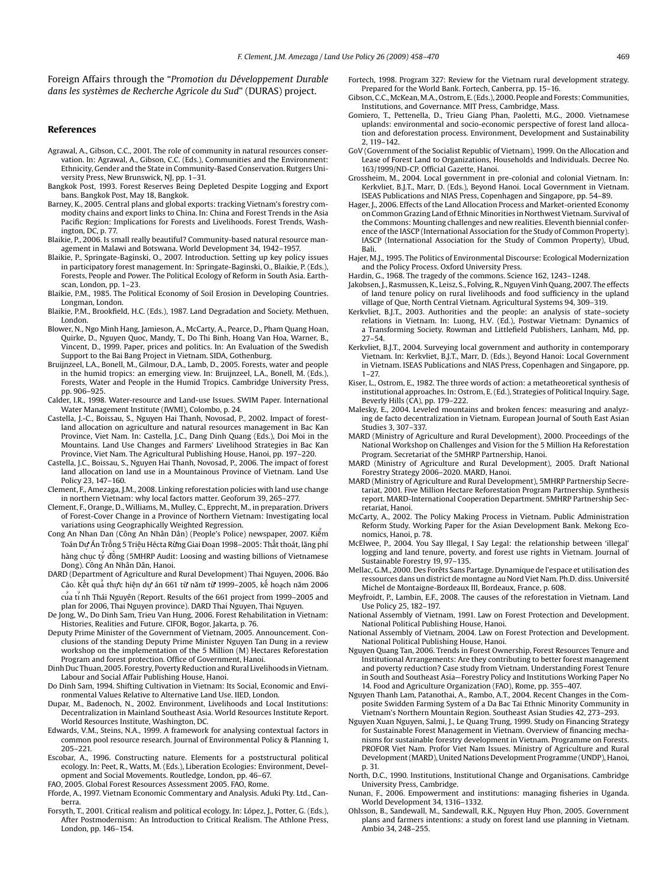Foreign Affairs through the "*Promotion du Développement Durable dans les systèmes de Recherche Agricole du Sud*" (DURAS) project.

## References

Agrawal, A., Gibson, C.C., 2001. The role of community in natural resources conservation. In: Agrawal, A., Gibson, C.C. (Eds.), Communities and the Environment: Ethnicity, Gender and the State in Community-Based Conservation. Rutgers University Press, New Brunswick, NJ, pp. 1–31.

Bangkok Post, 1993. Forest Reserves Being Depleted Despite Logging and Export bans. Bangkok Post, May 18, Bangkok.

Barney, K., 2005. Central plans and global exports: tracking Vietnam's forestry commodity chains and export links to China. In: China and Forest Trends in the Asia Pacific Region: Implications for Forests and Livelihoods. Forest Trends, Washington, DC, p. 77.

Blaikie, P., 2006. Is small really beautiful? Community-based natural resource management in Malawi and Botswana. World Development 34, 1942–1957.

Blaikie, P., Springate-Baginski, O., 2007. Introduction. Setting up key policy issues in participatory forest management. In: Springate-Baginski, O., Blaikie, P. (Eds.), Forests, People and Power. The Political Ecology of Reform in South Asia. Earthscan, London, pp. 1–23.

Blaikie, P.M., 1985. The Political Economy of Soil Erosion in Developing Countries. Longman, London.

Blaikie, P.M., Brookfield, H.C. (Eds.), 1987. Land Degradation and Society. Methuen, London.

Blower, N., Ngo Minh Hang, Jamieson, A., McCarty, A., Pearce, D., Pham Quang Hoan, Quirke, D., Nguyen Quoc, Mandy, T., Do Thi Binh, Hoang Van Hoa, Warner, B., Vincent, D., 1999. Paper, prices and politics. In: An Evaluation of the Swedish Support to the Bai Bang Project in Vietnam. SIDA, Gothenburg.

Bruijnzeel, L.A., Bonell, M., Gilmour, D.A., Lamb, D., 2005. Forests, water and people in the humid tropics: an emerging view. In: Bruijnzeel, L.A., Bonell, M. (Eds.), Forests, Water and People in the Humid Tropics. Cambridge University Press, pp. 906–925.

Calder, I.R., 1998. Water-resource and Land-use Issues. SWIM Paper. International Water Management Institute (IWMI), Colombo, p. 24.

Castella, J.-C., Boissau, S., Nguyen Hai Thanh, Novosad, P., 2002. Impact of forest-land allocation on agriculture and natural resources management in Bac Kan Province, Viet Nam. In: Castella, J.C., Dang Dinh Quang (Eds.), Doi Moi in the Mountains. Land Use Changes and Farmers' Livelihood Strategies in Bac Kan Province, Viet Nam. The Agricultural Publishing House, Hanoi, pp. 197–220.

Castella, J.C., Boissau, S., Nguyen Hai Thanh, Novosad, P., 2006. The impact of forest land allocation on land use in a Mountainous Province of Vietnam. Land Use Policy 23, 147–160.

Clement, F., Amezaga, J.M., 2008. Linking reforestation policies with land use change in northern Vietnam: why local factors matter. Geoforum 39, 265–277.

Clement, F., Orange, D., Williams, M., Mulley, C., Epprecht, M., in preparation. Drivers of Forest-Cover Change in a Province of Northern Vietnam: Investigating local variations using Geographically Weighted Regression.

Cong An Nhan Dan (Công An Nhân Dân) (People's Police) newspaper, 2007. Kiểm Toán Dự Án Trồng 5 Triệu Hécta Rừng Giai Đoạn 1998–2005: Thất thoát, lãng phí hàng chục tỷ đồng (5MHRP Audit: Loosing and wasting billions of Vietnamese Dong). Công An Nhân Dân, Hanoi.

DARD (Department of Agriculture and Rural Development) Thai Nguyen, 2006. Báo Cáo. Kết quả thực hiện dự án 661 từ năm từ 1999–2005, kế hoạch năm 2006 của tỉnh Thái Nguyên (Report. Results of the 661 project from 1999–2005 and plan for 2006, Thai Nguyen province). DARD Thai Nguyen, Thai Nguyen.

De Jong, W., Do Dinh Sam, Trieu Van Hung, 2006. Forest Rehabilitation in Vietnam: Histories, Realities and Future. CIFOR, Bogor, Jakarta, p. 76.

Deputy Prime Minister of the Government of Vietnam, 2005. Announcement. Conclusions of the standing Deputy Prime Minister Nguyen Tan Dung in a review workshop on the implementation of the 5 Million (M) Hectares Reforestation Program and forest protection. Office of Government, Hanoi.

Dinh Duc Thuan, 2005. Forestry, Poverty Reduction and Rural Livelihoods in Vietnam. Labour and Social Affair Publishing House, Hanoi.

Do Dinh Sam, 1994. Shifting Cultivation in Vietnam: Its Social, Economic and Environmental Values Relative to Alternative Land Use. IIED, London.

Dupar, M., Badenoch, N., 2002. Environment, Livelihoods and Local Institutions: Decentralization in Mainland Southeast Asia. World Resources Institute Report. World Resources Institute, Washington, DC.

Edwards, V.M., Steins, N.A., 1999. A framework for analysing contextual factors in common pool resource research. Journal of Environmental Policy & Planning 1, 205–221.

Escobar, A., 1996. Constructing nature. Elements for a poststructural political ecology. In: Peet, R., Watts, M. (Eds.), Liberation Ecologies: Environment, Development and Social Movements. Routledge, London, pp. 46–67.

FAO, 2005. Global Forest Resources Assessment 2005. FAO, Rome.

Fforde, A., 1997. Vietnam Economic Commentary and Analysis. Aduki Pty. Ltd., Canberra.

Forsyth, T., 2001. Critical realism and political ecology. In: López, J., Potter, G. (Eds.), After Postmodernism: An Introduction to Critical Realism. The Athlone Press, London, pp. 146–154.

Fortech, 1998. Program 327: Review for the Vietnam rural development strategy. Prepared for the World Bank. Fortech, Canberra, pp. 15–16.

Gibson, C.C., McKean, M.A., Ostrom, E. (Eds.), 2000. People and Forests: Communities, Institutions, and Governance. MIT Press, Cambridge, Mass.

Gomiero, T., Pettenella, D., Trieu Giang Phan, Paoletti, M.G., 2000. Vietnamese uplands: environmental and socio-economic perspective of forest land allocation and deforestation process. Environment, Development and Sustainability 2, 119–142.

GoV (Government of the Socialist Republic of Vietnam), 1999. On the Allocation and Lease of Forest Land to Organizations, Households and Individuals. Decree No. 163/1999/ND-CP. Official Gazette, Hanoi.

Grossheim, M., 2004. Local government in pre-colonial and colonial Vietnam. In: Kerkvliet, B.J.T., Marr, D. (Eds.), Beyond Hanoi. Local Government in Vietnam. ISEAS Publications and NIAS Press, Copenhagen and Singapore, pp. 54–89.

Hager, J., 2006. Effects of the Land Allocation Process and Market-oriented Economy on Common Grazing Land of Ethnic Minorities in Northwest Vietnam. Survival of the Commons: Mounting challenges and new realities. Eleventh biennial conference of the IASCP (International Association for the Study of Common Property). IASCP (International Association for the Study of Common Property), Ubud, Bali.

Hajer, M.J., 1995. The Politics of Environmental Discourse: Ecological Modernization and the Policy Process. Oxford University Press.

Hardin, G., 1968. The tragedy of the commons. Science 162, 1243–1248.

Jakobsen, J., Rasmussen, K., Leisz, S., Folving, R., Nguyen Vinh Quang, 2007. The effects of land tenure policy on rural livelihoods and food sufficiency in the upland village of Que, North Central Vietnam. Agricultural Systems 94, 309–319.

Kerkvliet, B.J.T., 2003. Authorities and the people: an analysis of state–society relations in Vietnam. In: Luong, H.V. (Ed.), Postwar Vietnam: Dynamics of a Transforming Society. Rowman and Littlefield Publishers, Lanham, Md, pp. 27–54.

Kerkvliet, B.J.T., 2004. Surveying local government and authority in contemporary Vietnam. In: Kerkvliet, B.J.T., Marr, D. (Eds.), Beyond Hanoi: Local Government in Vietnam. ISEAS Publications and NIAS Press, Copenhagen and Singapore, pp. 1–27.

Kiser, L., Ostrom, E., 1982. The three words of action: a metatheoretical synthesis of institutional approaches. In: Ostrom, E. (Ed.), Strategies of Political Inquiry. Sage, Beverly Hills (CA), pp. 179–222.

Malesky, E., 2004. Leveled mountains and broken fences: measuring and analyzing de facto decentralization in Vietnam. European Journal of South East Asian Studies 3, 307–337.

MARD (Ministry of Agriculture and Rural Development), 2000. Proceedings of the National Workshop on Challenges and Vision for the 5 Million Ha Reforestation Program. Secretariat of the 5MHRP Partnership, Hanoi.

MARD (Ministry of Agriculture and Rural Development), 2005. Draft National Forestry Strategy 2006–2020. MARD, Hanoi.

MARD (Ministry of Agriculture and Rural Development), 5MHRP Partnership Secretariat, 2001. Five Million Hectare Reforestation Program Partnership. Synthesis report. MARD-International Cooperation Department. 5MHRP Partnership Secretariat, Hanoi.

McCarty, A., 2002. The Policy Making Process in Vietnam. Public Administration Reform Study. Working Paper for the Asian Development Bank. Mekong Economics, Hanoi, p. 78.

McElwee, P., 2004. You Say Illegal, I Say Legal: the relationship between 'illegal' logging and land tenure, poverty, and forest use rights in Vietnam. Journal of Sustainable Forestry 19, 97–135.

Mellac, G.M., 2000. Des Forêts Sans Partage. Dynamique de l'espace et utilisation des ressources dans un district de montagne au Nord Viet Nam. Ph.D. diss. Université Michel de Montaigne-Bordeaux III, Bordeaux, France, p. 608.

Meyfroidt, P., Lambin, E.F., 2008. The causes of the reforestation in Vietnam. Land Use Policy 25, 182–197.

National Assembly of Vietnam, 1991. Law on Forest Protection and Development. National Political Publishing House, Hanoi.

National Assembly of Vietnam, 2004. Law on Forest Protection and Development. National Political Publishing House, Hanoi.

Nguyen Quang Tan, 2006. Trends in Forest Ownership, Forest Resources Tenure and Institutional Arrangements: Are they contributing to better forest management and poverty reduction? Case study from Vietnam. Understanding Forest Tenure in South and Southeast Asia—Forestry Policy and Institutions Working Paper No 14. Food and Agriculture Organization (FAO), Rome, pp. 355–407.

Nguyen Thanh Lam, Patanothai, A., Rambo, A.T., 2004. Recent Changes in the Composite Swidden Farming System of a Da Bac Tai Ethnic Minority Community in Vietnam's Northern Mountain Region. Southeast Asian Studies 42, 273–293.

Nguyen Xuan Nguyen, Salmi, J., Le Quang Trung, 1999. Study on Financing Strategy for Sustainable Forest Management in Vietnam. Overview of financing mechanisms for sustainable forestry development in Vietnam. Programme on Forests. PROFOR Viet Nam. Profor Viet Nam Issues. Ministry of Agriculture and Rural Development (MARD), United Nations Development Programme (UNDP), Hanoi, p. 31.

North, D.C., 1990. Institutions, Institutional Change and Organisations. Cambridge University Press, Cambridge.

Nunan, F., 2006. Empowerment and institutions: managing fisheries in Uganda. World Development 34, 1316–1332.

Ohlsson, B., Sandewall, M., Sandewall, R.K., Nguyen Huy Phon, 2005. Government plans and farmers intentions: a study on forest land use planning in Vietnam. Ambio 34, 248–255.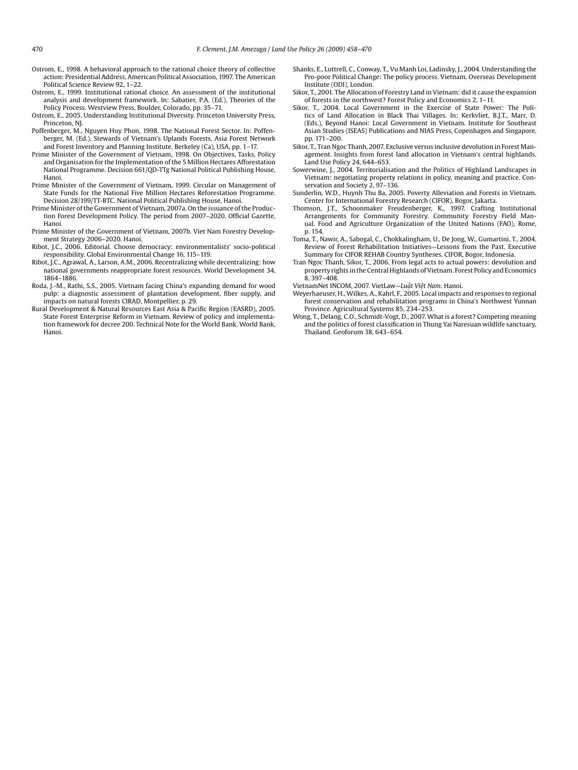Ostrom, E., 1998. A behavioral approach to the rational choice theory of collective action: Presidential Address, American Political Association, 1997. The American Political Science Review 92, 1–22.

Ostrom, E., 1999. Institutional rational choice. An assessment of the institutional analysis and development framework. In: Sabatier, P.A. (Ed.), Theories of the Policy Process. Westview Press, Boulder, Colorado, pp. 35–71.

Ostrom, E., 2005. Understanding Institutional Diversity. Princeton University Press, Princeton, NJ.

Poffenberger, M., Nguyen Huy Phon, 1998. The National Forest Sector. In: Poffenberger, M. (Ed.), Stewards of Vietnam's Uplands Forests. Asia Forest Network and Forest Inventory and Planning Institute, Berkeley (Ca), USA, pp. 1–17.

Prime Minister of the Government of Vietnam, 1998. On Objectives, Tasks, Policy and Organisation for the Implementation of the 5 Million Hectares Afforestation National Programme. Decision 661/QD-TTg National Political Publishing House, Hanoi.

Prime Minister of the Government of Vietnam, 1999. Circular on Management of State Funds for the National Five Million Hectares Reforestation Programme. Decision 28/199/TT-BTC. National Political Publishing House, Hanoi.

Prime Minister of the Government of Vietnam, 2007a. On the issuance of the Production Forest Development Policy. The period from 2007–2020. Official Gazette, Hanoi.

Prime Minister of the Government of Vietnam, 2007b. Viet Nam Forestry Development Strategy 2006–2020. Hanoi.

Ribot, J.C., 2006. Editorial. Choose democracy: environmentalists' socio-political responsibility. Global Environmental Change 16, 115–119.

Ribot, J.C., Agrawal, A., Larson, A.M., 2006. Recentralizing while decentralizing: how national governments reappropriate forest resources. World Development 34, 1864–1886.

Roda, J.-M., Rathi, S.S., 2005. Vietnam facing China's expanding demand for wood pulp: a diagnostic assessment of plantation development, fiber supply, and impacts on natural forests CIRAD, Montpellier, p. 29.

Rural Development & Natural Resources East Asia & Pacific Region (EASRD), 2005. State Forest Enterprise Reform in Vietnam. Review of policy and implementation framework for decree 200. Technical Note for the World Bank. World Bank, Hanoi.

Shanks, E., Luttrell, C., Conway, T., Vu Manh Loi, Ladinsky, J., 2004. Understanding the Pro-poor Political Change: The policy process. Vietnam. Overseas Development Institute (ODI), London.

Sikor, T., 2001. The Allocation of Forestry Land in Vietnam: did it cause the expansion of forests in the northwest? Forest Policy and Economics 2, 1–11.

Sikor, T., 2004. Local Government in the Exercise of State Power: The Politics of Land Allocation in Black Thai Villages. In: Kerkvliet, B.J.T., Marr, D. (Eds.), Beyond Hanoi: Local Government in Vietnam. Institute for Southeast Asian Studies (ISEAS) Publications and NIAS Press, Copenhagen and Singapore, pp. 171–200.

Sikor, T., Tran Ngoc Thanh, 2007. Exclusive versus inclusive devolution in Forest Management. Insights from forest land allocation in Vietnam's central highlands. Land Use Policy 24, 644–653.

Sowerwine, J., 2004. Territorialisation and the Politics of Highland Landscapes in Vietnam: negotiating property relations in policy, meaning and practice. Conservation and Society 2, 97–136.

Sunderlin, W.D., Huynh Thu Ba, 2005. Poverty Alleviation and Forests in Vietnam. Center for International Forestry Research (CIFOR), Bogor, Jakarta.

Thomson, J.T., Schoonmaker Freudenberger, K., 1997. Crafting Institutional Arrangements for Community Forestry. Community Forestry Field Manual. Food and Agriculture Organization of the United Nations (FAO), Rome, p. 154.

Toma, T., Nawir, A., Sabogal, C., Chokkalingham, U., De Jong, W., Gumartini, T., 2004. Review of Forest Rehabilitation Initiatives—Lessons from the Past. Executive Summary for CIFOR REHAB Country Syntheses. CIFOR, Bogor, Indonesia.

Tran Ngoc Thanh, Sikor, T., 2006. From legal acts to actual powers: devolution and property rights in the Central Highlands of Vietnam. Forest Policy and Economics 8, 397–408.

VietnamNet INCOM, 2007. VietLaw—*Luật Việt Nam*. Hanoi.

Weyerhaeuser, H., Wilkes, A., Kahrl, F., 2005. Local impacts and responses to regional forest conservation and rehabilitation programs in China's Northwest Yunnan Province. Agricultural Systems 85, 234–253.

Wong, T., Delang, C.O., Schmidt-Vogt, D., 2007. What is a forest? Competing meaning and the politics of forest classification in Thung Yai Naresuan wildlife sanctuary, Thailand. Geoforum 38, 643–654.